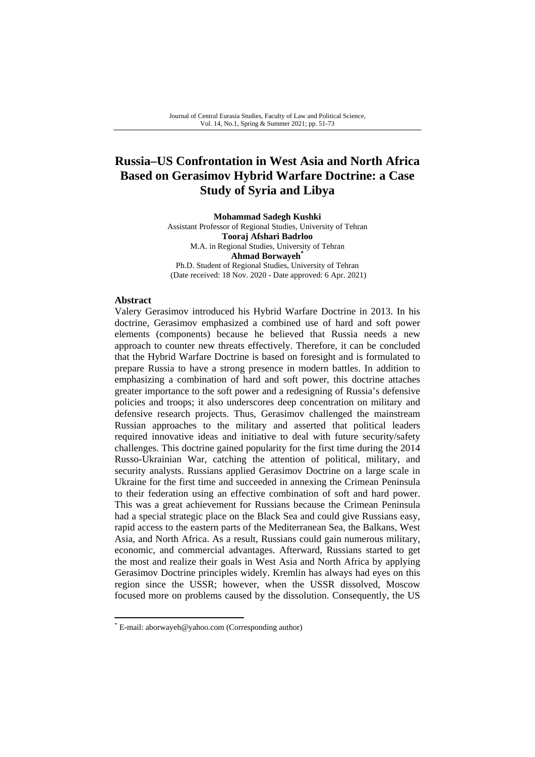# Russia–US Confrontation in West Asia and North Africa Based on Gerasimov Hybrid Warfare Doctrine: a Case Study of Syria and Libya

**Mohammad Sadegh Kushki**
Assistant Professor of Regional Studies, University of Tehran
**Tooraj Afshari Badrloo**
M.A. in Regional Studies, University of Tehran
**Ahmad Borwayeh***
Ph.D. Student of Regional Studies, University of Tehran
(Date received: 18 Nov. 2020 - Date approved: 6 Apr. 2021)

## Abstract

Valery Gerasimov introduced his Hybrid Warfare Doctrine in 2013. In his doctrine, Gerasimov emphasized a combined use of hard and soft power elements (components) because he believed that Russia needs a new approach to counter new threats effectively. Therefore, it can be concluded that the Hybrid Warfare Doctrine is based on foresight and is formulated to prepare Russia to have a strong presence in modern battles. In addition to emphasizing a combination of hard and soft power, this doctrine attaches greater importance to the soft power and a redesigning of Russia's defensive policies and troops; it also underscores deep concentration on military and defensive research projects. Thus, Gerasimov challenged the mainstream Russian approaches to the military and asserted that political leaders required innovative ideas and initiative to deal with future security/safety challenges. This doctrine gained popularity for the first time during the 2014 Russo-Ukrainian War, catching the attention of political, military, and security analysts. Russians applied Gerasimov Doctrine on a large scale in Ukraine for the first time and succeeded in annexing the Crimean Peninsula to their federation using an effective combination of soft and hard power. This was a great achievement for Russians because the Crimean Peninsula had a special strategic place on the Black Sea and could give Russians easy, rapid access to the eastern parts of the Mediterranean Sea, the Balkans, West Asia, and North Africa. As a result, Russians could gain numerous military, economic, and commercial advantages. Afterward, Russians started to get the most and realize their goals in West Asia and North Africa by applying Gerasimov Doctrine principles widely. Kremlin has always had eyes on this region since the USSR; however, when the USSR dissolved, Moscow focused more on problems caused by the dissolution. Consequently, the US

* E-mail: aborwayeh@yahoo.com (Corresponding author)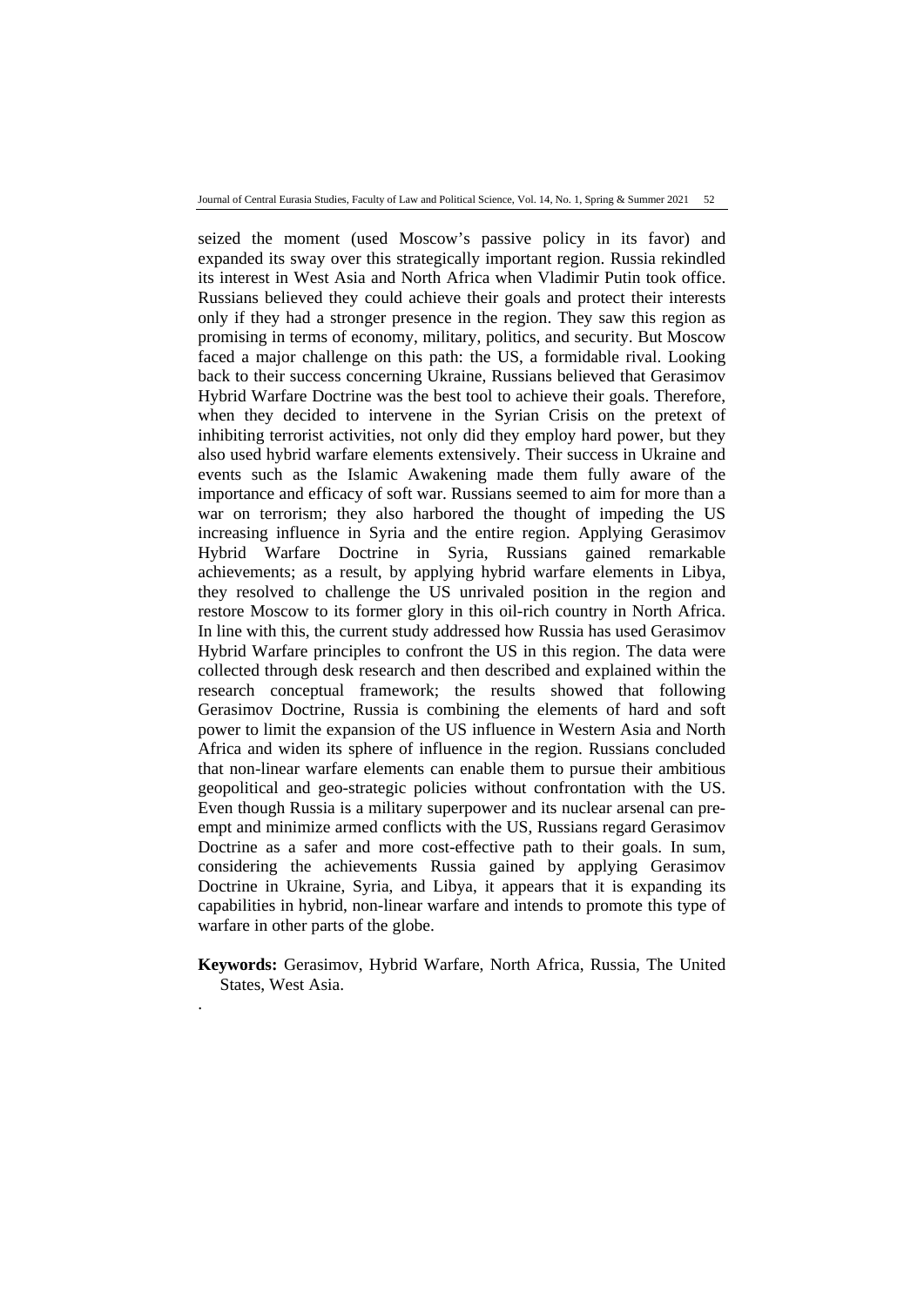seized the moment (used Moscow's passive policy in its favor) and expanded its sway over this strategically important region. Russia rekindled its interest in West Asia and North Africa when Vladimir Putin took office. Russians believed they could achieve their goals and protect their interests only if they had a stronger presence in the region. They saw this region as promising in terms of economy, military, politics, and security. But Moscow faced a major challenge on this path: the US, a formidable rival. Looking back to their success concerning Ukraine, Russians believed that Gerasimov Hybrid Warfare Doctrine was the best tool to achieve their goals. Therefore, when they decided to intervene in the Syrian Crisis on the pretext of inhibiting terrorist activities, not only did they employ hard power, but they also used hybrid warfare elements extensively. Their success in Ukraine and events such as the Islamic Awakening made them fully aware of the importance and efficacy of soft war. Russians seemed to aim for more than a war on terrorism; they also harbored the thought of impeding the US increasing influence in Syria and the entire region. Applying Gerasimov Hybrid Warfare Doctrine in Syria, Russians gained remarkable achievements; as a result, by applying hybrid warfare elements in Libya, they resolved to challenge the US unrivaled position in the region and restore Moscow to its former glory in this oil-rich country in North Africa. In line with this, the current study addressed how Russia has used Gerasimov Hybrid Warfare principles to confront the US in this region. The data were collected through desk research and then described and explained within the research conceptual framework; the results showed that following Gerasimov Doctrine, Russia is combining the elements of hard and soft power to limit the expansion of the US influence in Western Asia and North Africa and widen its sphere of influence in the region. Russians concluded that non-linear warfare elements can enable them to pursue their ambitious geopolitical and geo-strategic policies without confrontation with the US. Even though Russia is a military superpower and its nuclear arsenal can pre-empt and minimize armed conflicts with the US, Russians regard Gerasimov Doctrine as a safer and more cost-effective path to their goals. In sum, considering the achievements Russia gained by applying Gerasimov Doctrine in Ukraine, Syria, and Libya, it appears that it is expanding its capabilities in hybrid, non-linear warfare and intends to promote this type of warfare in other parts of the globe.

**Keywords:** Gerasimov, Hybrid Warfare, North Africa, Russia, The United States, West Asia.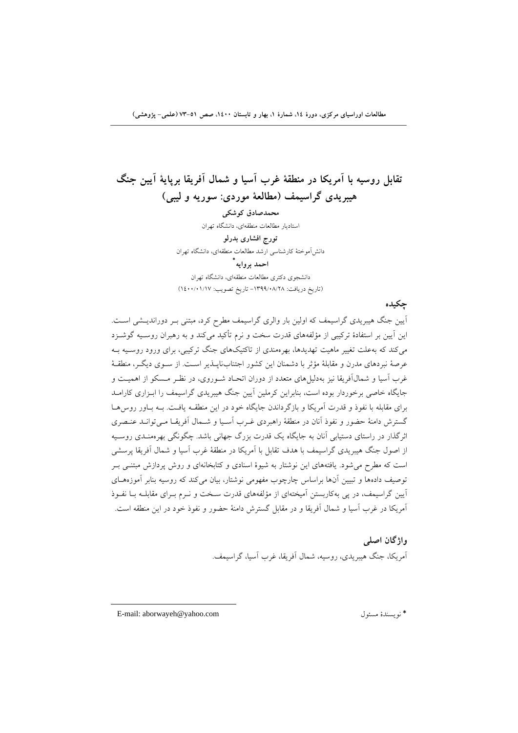# تقابل روسیه با آمریکا در منطقهٔ غرب آسیا و شمال آفریقا برپایهٔ آیین جنگ هیبریدی گراسیمف (مطالعهٔ موردی: سوریه و لیبی)

**محمدصادق کوشکی**

استادیار مطالعات منطقه‌ای، دانشگاه تهران

**تورج افشاری بدرلو**

دانش‌آموختهٔ کارشناسی ارشد مطالعات منطقه‌ای، دانشگاه تهران

**احمد بروایه***

دانشجوی دکتری مطالعات منطقه‌ای، دانشگاه تهران

(تاریخ دریافت: ۱۳۹۹/۰۸/۲۸- تاریخ تصویب: ۱۴۰۰/۰۱/۱۷)

## چکیده

آیین جنگ هیبریدی گراسیمف که اولین بار والری گراسیمف مطرح کرد، مبتنی بر دوراندیشی است. این آیین بر استفادهٔ ترکیبی از مؤلفه‌های قدرت سخت و نرم تأکید می‌کند و به رهبران روسیه گوشزد می‌کند که به‌علت تغییر ماهیت تهدیدها، بهره‌مندی از تاکتیک‌های جنگ ترکیبی، برای ورود روسیه به عرصهٔ نبردهای مدرن و مقابلهٔ مؤثر با دشمنان این کشور اجتناب‌ناپذیر است. از سوی دیگر، منطقهٔ غرب آسیا و شمال‌آفریقا نیز به‌دلیل‌های متعدد از دوران اتحاد شوروی، در نظر مسکو از اهمیت و جایگاه خاصی برخوردار بوده است، بنابراین کرملین آیین جنگ هیبریدی گراسیمف را ابزاری کارامد برای مقابله با نفوذ و قدرت آمریکا و بازگرداندن جایگاه خود در این منطقه یافت. به باور روس‌ها گسترش دامنهٔ حضور و نفوذ آنان در منطقهٔ راهبردی غرب آسیا و شمال آفریقا می‌تواند عنصری اثرگذار در راستای دستیابی آنان به جایگاه یک قدرت بزرگ جهانی باشد. چگونگی بهره‌مندی روسیه از اصول جنگ هیبریدی گراسیمف با هدف تقابل با آمریکا در منطقهٔ غرب آسیا و شمال آفریقا پرسشی است که مطرح می‌شود. یافته‌های این نوشتار به شیوهٔ اسنادی و کتابخانه‌ای و روش پردازش مبتنی بر توصیف داده‌ها و تبیین آن‌ها براساس چارچوب مفهومی نوشتار، بیان می‌کند که روسیه بنابر آموزه‌های آیین گراسیمف، در پی به‌کاربستن آمیخته‌ای از مؤلفه‌های قدرت سخت و نرم برای مقابله با نفوذ آمریکا در غرب آسیا و شمال آفریقا و در مقابل گسترش دامنهٔ حضور و نفوذ خود در این منطقه است.

## واژگان اصلی

آمریکا، جنگ هیبریدی، روسیه، شمال آفریقا، غرب آسیا، گراسیمف.

---

* نویسندهٔ مسئول E-mail: aborwayeh@yahoo.com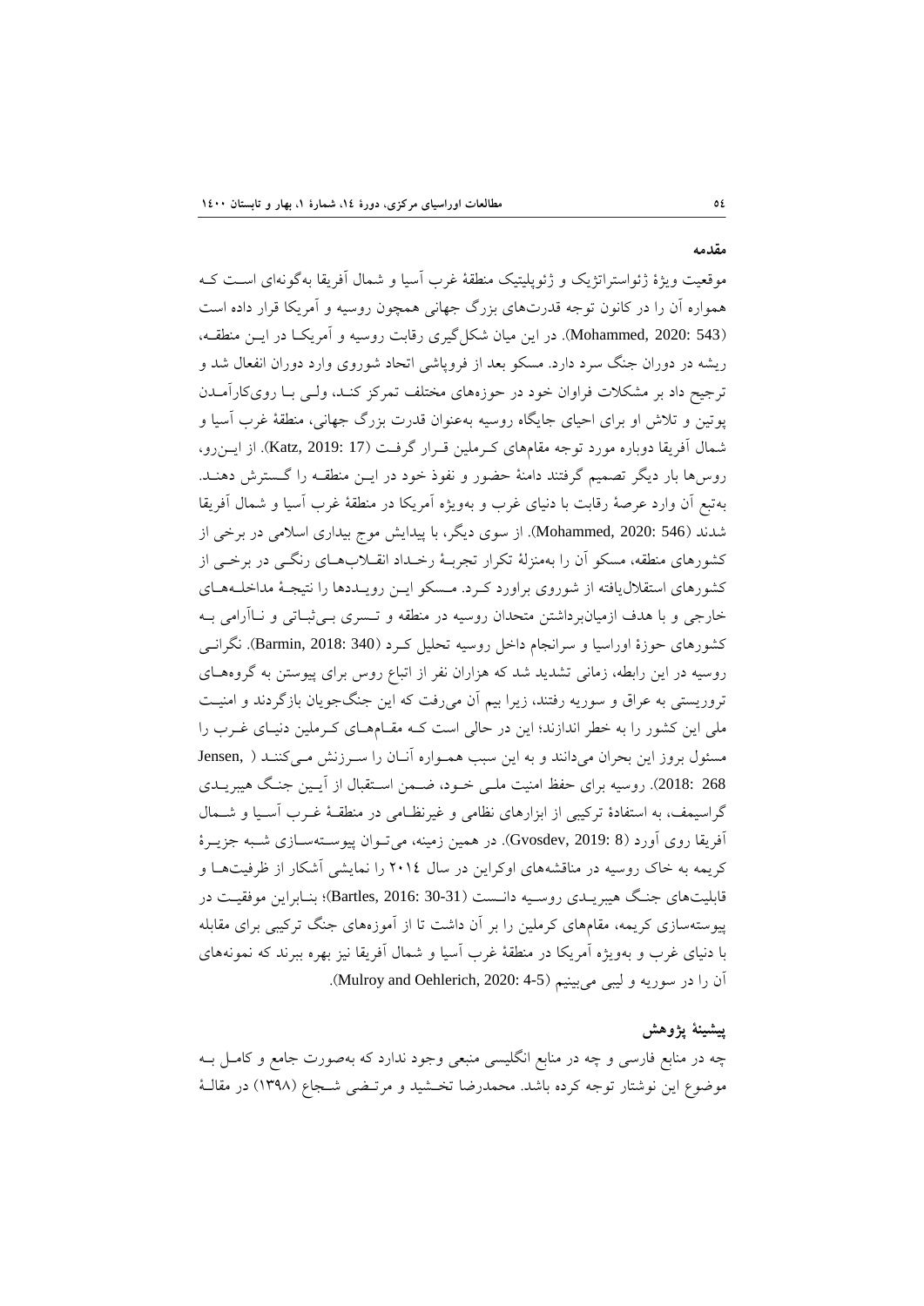## مقدمه

موقعیت ویژۀ ژئواستراتژیک و ژئوپلیتیک منطقۀ غرب آسیا و شمال آفریقا به‌گونه‌ای است که همواره آن را در کانون توجه قدرت‌های بزرگ جهانی همچون روسیه و آمریکا قرار داده است (Mohammed, 2020: 543). در این میان شکل‌گیری رقابت روسیه و آمریکا در این منطقه، ریشه در دوران جنگ سرد دارد. مسکو بعد از فروپاشی اتحاد شوروی وارد دوران انفعال شد و ترجیح داد بر مشکلات فراوان خود در حوزه‌های مختلف تمرکز کند، ولی با روی‌کارآمدن پوتین و تلاش او برای احیای جایگاه روسیه به‌عنوان قدرت بزرگ جهانی، منطقۀ غرب آسیا و شمال آفریقا دوباره مورد توجه مقام‌های کرملین قرار گرفت (Katz, 2019: 17). از این‌رو، روس‌ها بار دیگر تصمیم گرفتند دامنۀ حضور و نفوذ خود در این منطقه را گسترش دهند. به‌تبع آن وارد عرصۀ رقابت با دنیای غرب و به‌ویژه آمریکا در منطقۀ غرب آسیا و شمال آفریقا شدند (Mohammed, 2020: 546). از سوی دیگر، با پیدایش موج بیداری اسلامی در برخی از کشورهای منطقه، مسکو آن را به‌منزلۀ تکرار تجربۀ رخداد انقلاب‌های رنگی در برخی از کشورهای استقلال‌یافته از شوروی براورد کرد. مسکو این رویدادها را نتیجۀ مداخله‌های خارجی و با هدف ازمیان‌برداشتن متحدان روسیه در منطقه و تسری بی‌ثباتی و ناآرامی به کشورهای حوزۀ اوراسیا و سرانجام داخل روسیه تحلیل کرد (Barmin, 2018: 340). نگرانی روسیه در این رابطه، زمانی تشدید شد که هزاران نفر از اتباع روس برای پیوستن به گروه‌های تروریستی به عراق و سوریه رفتند، زیرا بیم آن می‌رفت که این جنگ‌جویان بازگردند و امنیت ملی این کشور را به خطر اندازند؛ این در حالی است که مقام‌های کرملین دنیای غرب را مسئول بروز این بحران می‌دانند و به این سبب همواره آنان را سرزنش می‌کنند (Jensen, 2018: 268). روسیه برای حفظ امنیت ملی خود، ضمن استقبال از آیین جنگ هیبریدی گراسیمف، به استفادۀ ترکیبی از ابزارهای نظامی و غیرنظامی در منطقۀ غرب آسیا و شمال آفریقا روی آورد (Gvosdev, 2019: 8). در همین زمینه، می‌توان پیوسته‌سازی شبه جزیرۀ کریمه به خاک روسیه در مناقشه‌های اوکراین در سال ۲۰۱۴ را نمایشی آشکار از ظرفیت‌ها و قابلیت‌های جنگ هیبریدی روسیه دانست (Bartles, 2016: 30-31)؛ بنابراین موفقیت در پیوسته‌سازی کریمه، مقام‌های کرملین را بر آن داشت تا از آموزه‌های جنگ ترکیبی برای مقابله با دنیای غرب و به‌ویژه آمریکا در منطقۀ غرب آسیا و شمال آفریقا نیز بهره ببرند که نمونه‌های آن را در سوریه و لیبی می‌بینیم (Mulroy and Oehlerich, 2020: 4-5).

## پیشینۀ پژوهش

چه در منابع فارسی و چه در منابع انگلیسی منبعی وجود ندارد که به‌صورت جامع و کامل به موضوع این نوشتار توجه کرده باشد. محمدرضا تخشید و مرتضی شجاع (۱۳۹۸) در مقالۀ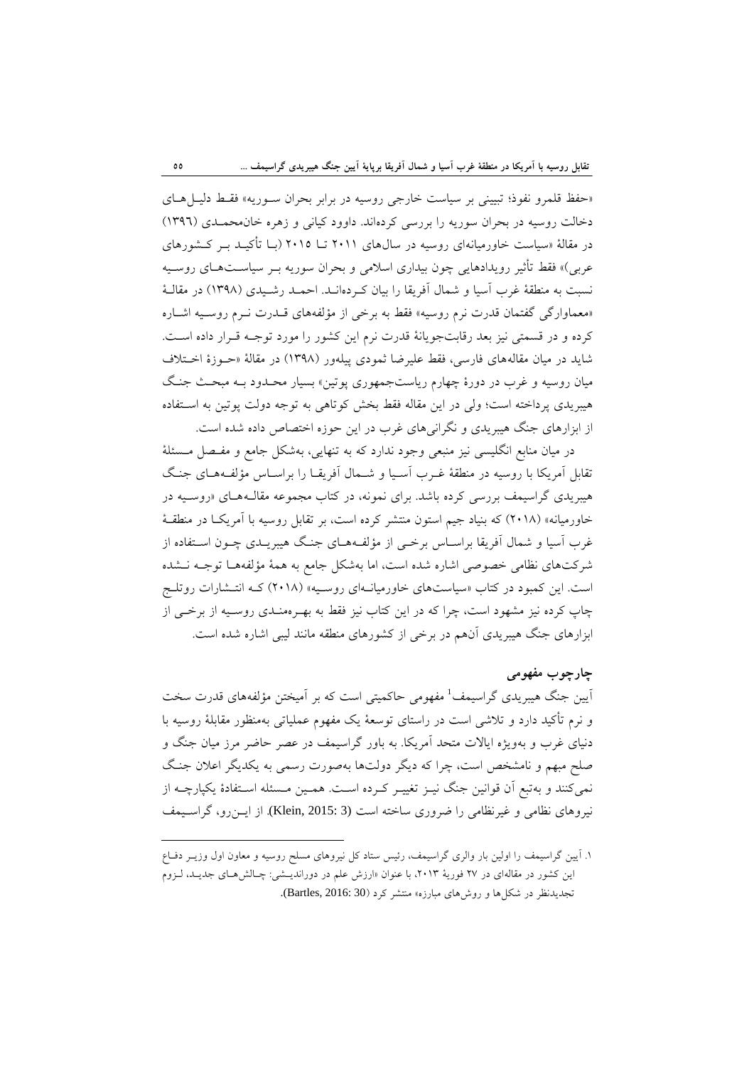«حفظ قلمرو نفوذ؛ تبیینی بر سیاست خارجی روسیه در برابر بحران سوریه» فقط دلیل‌های دخالت روسیه در بحران سوریه را بررسی کرده‌اند. داوود کیانی و زهره خان‌محمدی (۱۳۹۶) در مقالهٔ «سیاست خاورمیانه‌ای روسیه در سال‌های ۲۰۱۱ تا ۲۰۱۵ (با تأکید بر کشورهای عربی)» فقط تأثیر رویدادهایی چون بیداری اسلامی و بحران سوریه بر سیاست‌های روسیه نسبت به منطقهٔ غرب آسیا و شمال آفریقا را بیان کرده‌اند. احمد رشیدی (۱۳۹۸) در مقالهٔ «معماوارگی گفتمان قدرت نرم روسیه» فقط به برخی از مؤلفه‌های قدرت نرم روسیه اشاره کرده و در قسمتی نیز بعد رقابت‌جویانهٔ قدرت نرم این کشور را مورد توجه قرار داده است. شاید در میان مقاله‌های فارسی، فقط علیرضا ثمودی پیله‌ور (۱۳۹۸) در مقالهٔ «حوزهٔ اختلاف میان روسیه و غرب در دورهٔ چهارم ریاست‌جمهوری پوتین» بسیار محدود به مبحث جنگ هیبریدی پرداخته است؛ ولی در این مقاله فقط بخش کوتاهی به توجه دولت پوتین به استفاده از ابزارهای جنگ هیبریدی و نگرانی‌های غرب در این حوزه اختصاص داده شده است.

در میان منابع انگلیسی نیز منبعی وجود ندارد که به تنهایی، به‌شکل جامع و مفصل مسئلهٔ تقابل آمریکا با روسیه در منطقهٔ غرب آسیا و شمال آفریقا را براساس مؤلفه‌های جنگ هیبریدی گراسیمف بررسی کرده باشد. برای نمونه، در کتاب مجموعه مقاله‌های «روسیه در خاورمیانه» (۲۰۱۸) که بنیاد جیم استون منتشر کرده است، بر تقابل روسیه با آمریکا در منطقهٔ غرب آسیا و شمال آفریقا براساس برخی از مؤلفه‌های جنگ هیبریدی چون استفاده از شرکت‌های نظامی خصوصی اشاره شده است، اما به‌شکل جامع به همهٔ مؤلفه‌ها توجه نشده است. این کمبود در کتاب «سیاست‌های خاورمیانه‌ای روسیه» (۲۰۱۸) که انتشارات روتلج چاپ کرده نیز مشهود است، چرا که در این کتاب نیز فقط به بهره‌مندی روسیه از برخی از ابزارهای جنگ هیبریدی آن‌هم در برخی از کشورهای منطقه مانند لیبی اشاره شده است.

## چارچوب مفهومی

آیین جنگ هیبریدی گراسیمف[1] مفهومی حاکمیتی است که بر آمیختن مؤلفه‌های قدرت سخت و نرم تأکید دارد و تلاشی است در راستای توسعهٔ یک مفهوم عملیاتی به‌منظور مقابلهٔ روسیه با دنیای غرب و به‌ویژه ایالات متحد آمریکا. به باور گراسیمف در عصر حاضر مرز میان جنگ و صلح مبهم و نامشخص است، چرا که دیگر دولت‌ها به‌صورت رسمی به یکدیگر اعلان جنگ نمی‌کنند و به‌تبع آن قوانین جنگ نیز تغییر کرده است. همین مسئله استفادهٔ یکپارچه از نیروهای نظامی و غیرنظامی را ضروری ساخته است (Klein, 2015: 3). از این‌رو، گراسیمف

---

۱. آیین گراسیمف را اولین بار والری گراسیمف، رئیس ستاد کل نیروهای مسلح روسیه و معاون اول وزیر دفاع این کشور در مقاله‌ای در ۲۷ فوریهٔ ۲۰۱۳، با عنوان «ارزش علم در دوراندیشی: چالش‌های جدید، لزوم تجدیدنظر در شکل‌ها و روش‌های مبارزه» منتشر کرد (Bartles, 2016: 30).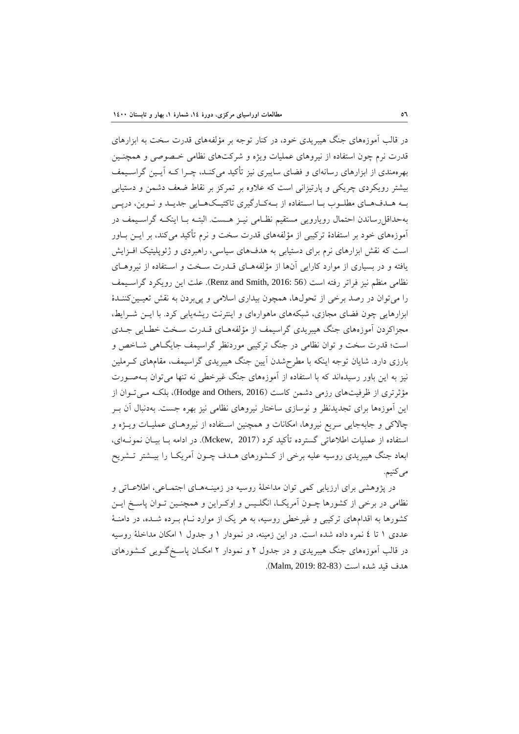در قالب آموزه‌های جنگ هیبریدی خود، در کنار توجه بر مؤلفه‌های قدرت سخت به ابزارهای قدرت نرم چون استفاده از نیروهای عملیات ویژه و شرکت‌های نظامی خصوصی و همچنین بهره‌مندی از ابزارهای رسانه‌ای و فضای سایبری نیز تأکید می‌کند، چرا که آیین گراسیمف بیشتر رویکردی چریکی و پارتیزانی است که علاوه بر تمرکز بر نقاط ضعف دشمن و دستیابی به هدف‌های مطلوب با استفاده از به‌کارگیری تاکتیک‌هایی جدید و نوین، درپی به‌حداقل‌رساندن احتمال رویارویی مستقیم نظامی نیز هست. البته با اینکه گراسیمف در آموزه‌های خود بر استفادهٔ ترکیبی از مؤلفه‌های قدرت سخت و نرم تأکید می‌کند، بر این باور است که نقش ابزارهای نرم برای دستیابی به هدف‌های سیاسی، راهبردی و ژئوپلیتیک افزایش یافته و در بسیاری از موارد کارایی آن‌ها از مؤلفه‌های قدرت سخت و استفاده از نیروهای نظامی منظم نیز فراتر رفته است (Renz and Smith, 2016: 56). علت این رویکرد گراسیمف را می‌توان در رصد برخی از تحول‌ها، همچون بیداری اسلامی و پی‌بردن به نقش تعیین‌کنندهٔ ابزارهایی چون فضای مجازی، شبکه‌های ماهواره‌ای و اینترنت ریشه‌یابی کرد. با این شرایط، مجزاکردن آموزه‌های جنگ هیبریدی گراسیمف از مؤلفه‌های قدرت سخت خطایی جدی است؛ قدرت سخت و توان نظامی در جنگ ترکیبی موردنظر گراسیمف جایگاهی شاخص و بارزی دارد. شایان توجه اینکه با مطرح‌شدن آیین جنگ هیبریدی گراسیمف، مقام‌های کرملین نیز به این باور رسیده‌اند که با استفاده از آموزه‌های جنگ غیرخطی نه تنها می‌توان به‌صورت مؤثرتری از ظرفیت‌های رزمی دشمن کاست (Hodge and Others, 2016)، بلکه می‌توان از این آموزه‌ها برای تجدیدنظر و نوسازی ساختار نیروهای نظامی نیز بهره جست. به‌دنبال آن بر چالاکی و جابه‌جایی سریع نیروها، امکانات و همچنین استفاده از نیروهای عملیات ویژه و استفاده از عملیات اطلاعاتی گسترده تأکید کرد (Mckew, 2017). در ادامه با بیان نمونه‌ای، ابعاد جنگ هیبریدی روسیه علیه برخی از کشورهای هدف چون آمریکا را بیشتر تشریح می‌کنیم.

در پژوهشی برای ارزیابی کمی توان مداخلهٔ روسیه در زمینه‌های اجتماعی، اطلاعاتی و نظامی در برخی از کشورها چون آمریکا، انگلیس و اوکراین و همچنین توان پاسخ این کشورها به اقدام‌های ترکیبی و غیرخطی روسیه، به هر یک از موارد نام برده شده، در دامنهٔ عددی ۱ تا ٤ نمره داده شده است. در این زمینه، در نمودار ۱ و جدول ۱ امکان مداخلهٔ روسیه در قالب آموزه‌های جنگ هیبریدی و در جدول ۲ و نمودار ۲ امکان پاسخ‌گویی کشورهای هدف قید شده است (Malm, 2019: 82-83).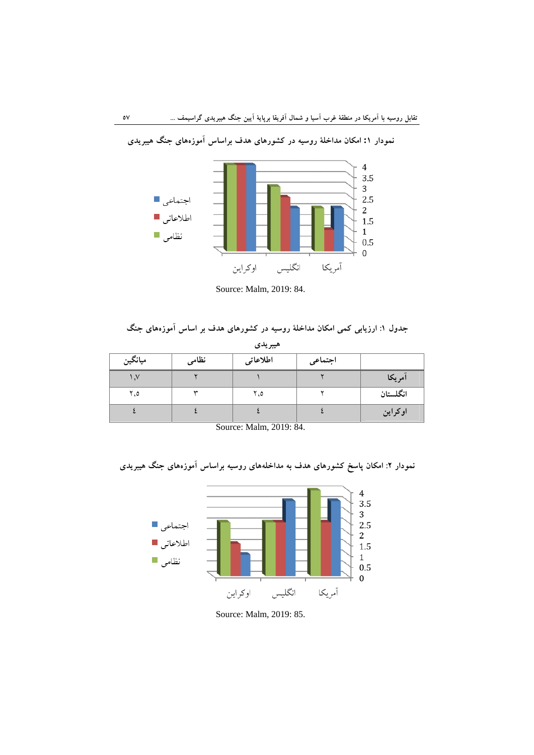نمودار ۱: امکان مداخلهٔ روسیه در کشورهای هدف براساس آموزه‌های جنگ هیبریدی

Source: Malm, 2019: 84.

جدول ۱: ارزیابی کمی امکان مداخلهٔ روسیه در کشورهای هدف بر اساس آموزه‌های جنگ هیبریدی

| | اجتماعی | اطلاعاتی | نظامی | میانگین |
|---|---|---|---|---|
| آمریکا | ۲ | ۱ | ۲ | ۱,۷ |
| انگلستان | ۲ | ۲,۵ | ۳ | ۲,۵ |
| اوکراین | ٤ | ٤ | ٤ | ٤ |

Source: Malm, 2019: 84.

نمودار ۲: امکان پاسخ کشورهای هدف به مداخله‌های روسیه براساس آموزه‌های جنگ هیبریدی

Source: Malm, 2019: 85.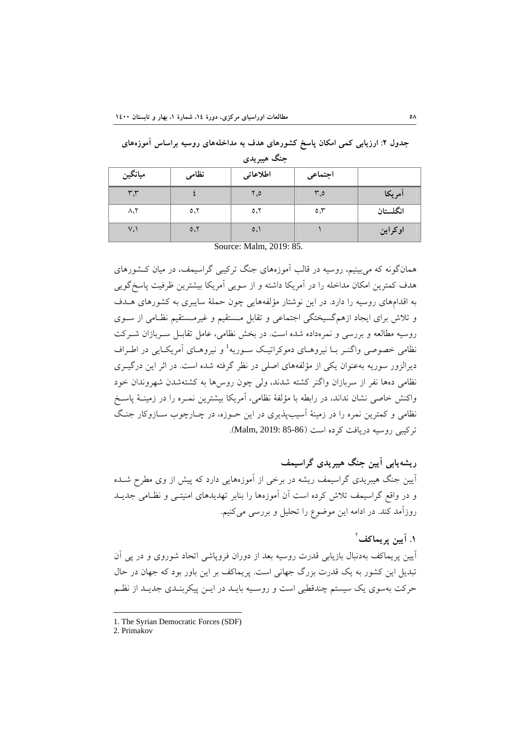**جدول ۲: ارزیابی کمی امکان پاسخ کشورهای هدف به مداخله‌های روسیه براساس آموزه‌های جنگ هیبریدی**

| | اجتماعی | اطلاعاتی | نظامی | میانگین |
|---|---|---|---|---|
| آمریکا | ۳،۵ | ۲،۵ | ٤ | ۳،۳ |
| انگلستان | ۵،۳ | ۵،۲ | ۵،۲ | ۸،۲ |
| اوکراین | ۱ | ۵،۱ | ۵،۲ | ۷،۱ |

Source: Malm, 2019: 85.

همان‌گونه که می‌بینیم، روسیه در قالب آموزه‌های جنگ ترکیبی گراسیمف، در میان کشورهای هدف کمترین امکان مداخله را در آمریکا داشته و از سوی آمریکا بیشترین ظرفیت پاسخ‌گویی به اقدام‌های روسیه را دارد. در این نوشتار مؤلفه‌هایی چون حملهٔ سایبری به کشورهای هدف و تلاش برای ایجاد ازهم‌گسیختگی اجتماعی و تقابل مستقیم و غیرمستقیم نظامی از سوی روسیه مطالعه و بررسی و نمره‌داده شده است. در بخش نظامی، عامل تقابل سربازان شرکت نظامی خصوصی واگنر با نیروهای دموکراتیک سوریه[1] و نیروهای آمریکایی در اطراف دیرالزور سوریه به‌عنوان یکی از مؤلفه‌های اصلی در نظر گرفته شده است. در اثر این درگیری نظامی ده‌ها نفر از سربازان واگنر کشته شدند، ولی چون روس‌ها به کشته‌شدن شهروندان خود واکنش خاصی نشان ندادند، در رابطه با مؤلفهٔ نظامی، آمریکا بیشترین نمره را در زمینهٔ پاسخ نظامی و کمترین نمره را در زمینهٔ آسیب‌پذیری در این حوزه، در چارچوب سازوکار جنگ ترکیبی روسیه دریافت کرده است (Malm, 2019: 85-86).

## ریشه‌یابی آیین جنگ هیبریدی گراسیمف

آیین جنگ هیبریدی گراسیمف ریشه در برخی از آموزه‌هایی دارد که پیش از وی مطرح شده و در واقع گراسیمف تلاش کرده است آن آموزه‌ها را بنابر تهدیدهای امنیتی و نظامی جدید روزآمد کند. در ادامه این موضوع را تحلیل و بررسی می‌کنیم.

### ۱. آیین پریماکف[2]

آیین پریماکف به‌دنبال بازیابی قدرت روسیه بعد از دوران فروپاشی اتحاد شوروی و در پی آن تبدیل این کشور به یک قدرت بزرگ جهانی است. پریماکف بر این باور بود که جهان در حال حرکت به‌سوی یک سیستم چندقطبی است و روسیه باید در این پیکربندی جدید از نظم

---

1. The Syrian Democratic Forces (SDF)
2. Primakov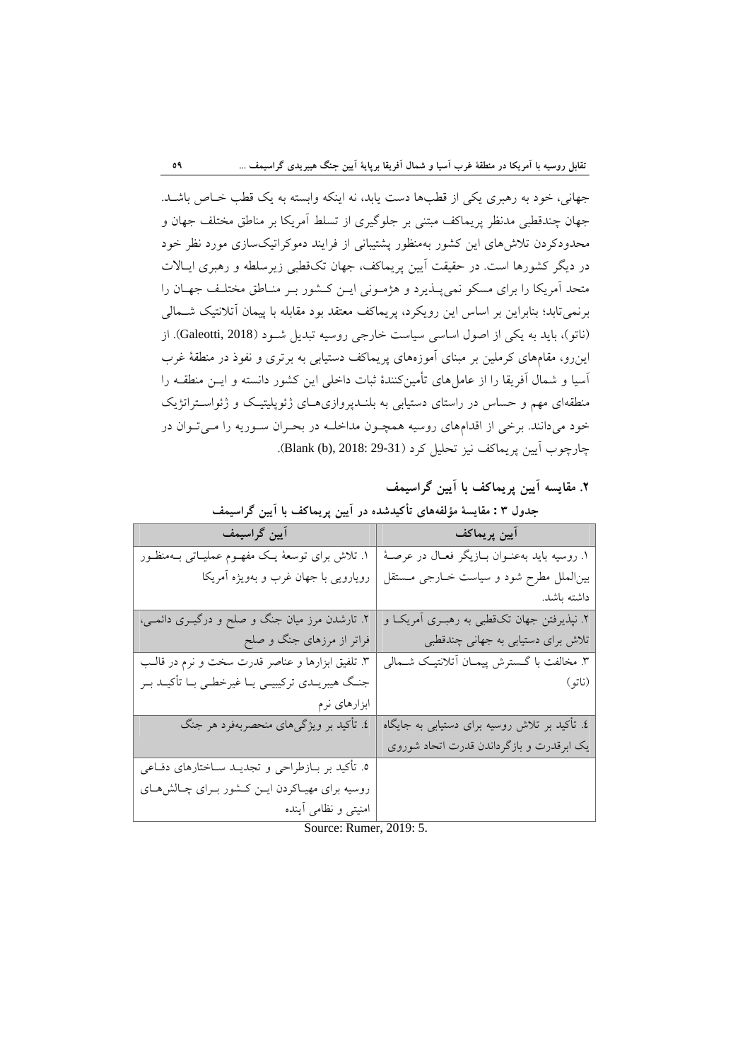جهانی، خود به رهبری یکی از قطب‌ها دست یابد، نه اینکه وابسته به یک قطب خاص باشد. جهان چندقطبی مدنظر پریماکف مبتنی بر جلوگیری از تسلط آمریکا بر مناطق مختلف جهان و محدودکردن تلاش‌های این کشور به‌منظور پشتیبانی از فرایند دموکراتیک‌سازی مورد نظر خود در دیگر کشورها است. در حقیقت آیین پریماکف، جهان تک‌قطبی زیرسلطه و رهبری ایالات متحد آمریکا را برای مسکو نمی‌پذیرد و هژمونی این کشور بر مناطق مختلف جهان را برنمی‌تابد؛ بنابراین بر اساس این رویکرد، پریماکف معتقد بود مقابله با پیمان آتلانتیک شمالی (ناتو)، باید به یکی از اصول اساسی سیاست خارجی روسیه تبدیل شود (Galeotti, 2018). از این‌رو، مقام‌های کرملین بر مبنای آموزه‌های پریماکف دستیابی به برتری و نفوذ در منطقهٔ غرب آسیا و شمال آفریقا را از عامل‌های تأمین‌کنندهٔ ثبات داخلی این کشور دانسته و این منطقه را منطقه‌ای مهم و حساس در راستای دستیابی به بلندپروازی‌های ژئوپلیتیک و ژئواستراتژیک خود می‌دانند. برخی از اقدام‌های روسیه همچون مداخله در بحران سوریه را می‌توان در چارچوب آیین پریماکف نیز تحلیل کرد (Blank (b), 2018: 29-31).

## ۲. مقایسه آیین پریماکف با آیین گراسیمف

**جدول ۳ : مقایسهٔ مؤلفه‌های تأکیدشده در آیین پریماکف با آیین گراسیمف**

| آیین پریماکف | آیین گراسیمف |
|---|---|
| ۱. روسیه باید به‌عنوان بازیگر فعال در عرصهٔ بین‌الملل مطرح شود و سیاست خارجی مستقل داشته باشد. | ۱. تلاش برای توسعهٔ یک مفهوم عملیاتی به‌منظور رویارویی با جهان غرب و به‌ویژه آمریکا |
| ۲. نپذیرفتن جهان تک‌قطبی به رهبری آمریکا و تلاش برای دستیابی به جهانی چندقطبی | ۲. تارشدن مرز میان جنگ و صلح و درگیری دائمی، فراتر از مرزهای جنگ و صلح |
| ۳. مخالفت با گسترش پیمان آتلانتیک شمالی (ناتو) | ۳. تلفیق ابزارها و عناصر قدرت سخت و نرم در قالب جنگ هیبریدی ترکیبی یا غیرخطی با تأکید بر ابزارهای نرم |
| ٤. تأکید بر تلاش روسیه برای دستیابی به جایگاه یک ابرقدرت و بازگرداندن قدرت اتحاد شوروی | ٤. تأکید بر ویژگی‌های منحصربه‌فرد هر جنگ |
| | ۵. تأکید بر بازطراحی و تجدید ساختارهای دفاعی روسیه برای مهیاکردن این کشور برای چالش‌های امنیتی و نظامی آینده |

Source: Rumer, 2019: 5.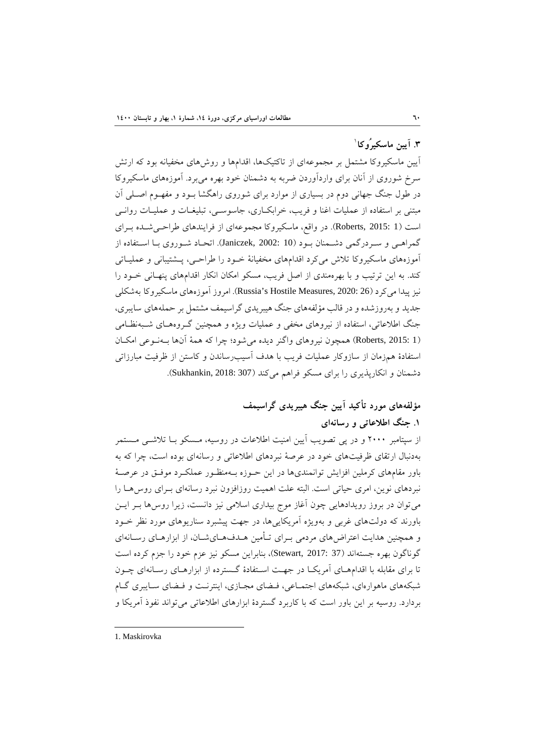### ۳. آیین ماسکیرُوکا[1]

آیین ماسکیروکا مشتمل بر مجموعه‌ای از تاکتیک‌ها، اقدام‌ها و روش‌های مخفیانه بود که ارتش سرخ شوروی از آنان برای واردآوردن ضربه به دشمنان خود بهره می‌برد. آموزه‌های ماسکیروکا در طول جنگ جهانی دوم در بسیاری از موارد برای شوروی راهگشا بـود و مفهـوم اصـلی آن مبتنی بر استفاده از عملیات اغنا و فریب، خرابکـاری، جاسوسـی، تبلیغـات و عملیـات روانـی است (Roberts, 2015: 1). در واقع، ماسکیروکا مجموعه‌ای از فرایندهای طراحـی‌شـده بـرای گمراهـی و سـردرگمی دشـمنان بـود (Janiczek, 2002: 10). اتحـاد شـوروی بـا اسـتفاده از آموزه‌های ماسکیروکا تلاش می‌کرد اقدام‌های مخفیانهٔ خـود را طراحـی، پـشتیبانی و عملیـاتی کند. به این ترتیب و با بهره‌مندی از اصل فریب، مسکو امکان انکار اقدام‌های پنهـانی خـود را نیز پیدا می‌کرد (Russia's Hostile Measures, 2020: 26). امروز آموزه‌های ماسکیروکا به‌شکلی جدید و به‌روزشده و در قالب مؤلفه‌های جنگ هیبریدی گراسیمف مشتمل بر حمله‌های سایبری، جنگ اطلاعاتی، استفاده از نیروهای مخفی و عملیات ویژه و همچنین گـروه‌هـای شـبه‌نظـامی (Roberts, 2015: 1) همچون نیروهای واگنر دیده می‌شود؛ چرا که همهٔ آن‌ها بـه‌نـوعی امکـان استفادهٔ هم‌زمان از سازوکار عملیات فریب با هدف آسیب‌رساندن و کاستن از ظرفیت مبارزاتی دشمنان و انکارپذیری را برای مسکو فراهم می‌کند (Sukhankin, 2018: 307).

## مؤلفه‌های مورد تأکید آیین جنگ هیبریدی گراسیمف

### ۱. جنگ اطلاعاتی و رسانه‌ای

از سپتامبر ۲۰۰۰ و در پی تصویب آیین امنیت اطلاعات در روسیه، مـسکو بـا تلاشـی مـستمر به‌دنبال ارتقای ظرفیت‌های خود در عرصهٔ نبردهای اطلاعاتی و رسانه‌ای بوده است، چرا که به باور مقام‌های کرملین افزایش توانمندی‌ها در این حـوزه بـه‌منظـور عملکـرد موفـق در عرصـهٔ نبردهای نوین، امری حیاتی است. البته علت اهمیت روزافزون نبرد رسانه‌ای بـرای روس‌هـا را می‌توان در بروز رویدادهایی چون آغاز موج بیداری اسلامی نیز دانست، زیرا روس‌ها بـر ایـن باورند که دولت‌های غربی و به‌ویژه آمریکایی‌ها، در جهت پیشبرد سناریوهای مورد نظر خـود و همچنین هدایت اعتراض‌های مردمی بـرای تـأمین هـدف‌هـای‌شـان، از ابزارهـای رسـانه‌ای گوناگون بهره جسته‌اند (Stewart, 2017: 37)، بنابراین مسکو نیز عزم خود را جزم کرده است تا برای مقابله با اقدام‌هـای آمریکـا در جهـت اسـتفادهٔ گسترده از ابزارهـای رسـانه‌ای چـون شبکه‌های ماهواره‌ای، شبکه‌های اجتمـاعی، فـضای مجـازی، اینترنـت و فـضای سـایبری گـام بردارد. روسیه بر این باور است که با کاربرد گستردهٔ ابزارهای اطلاعاتی می‌تواند نفوذ آمریکا و

---

1. Maskirovka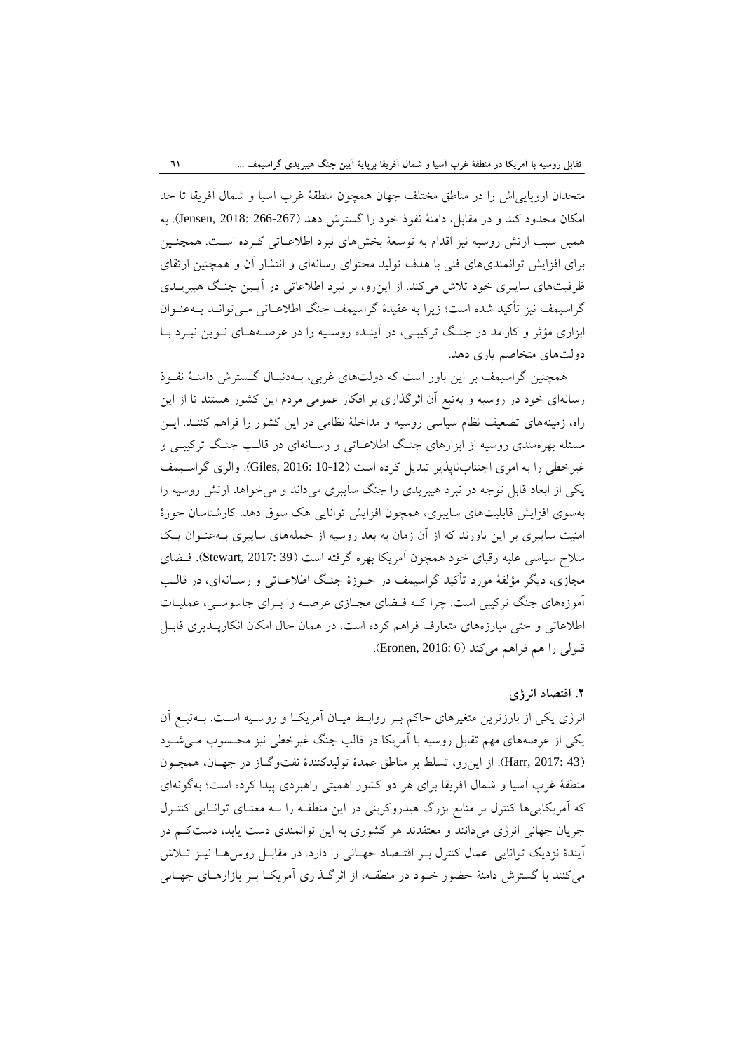متحدان اروپایی‌اش را در مناطق مختلف جهان همچون منطقهٔ غرب آسیا و شمال آفریقا تا حد امکان محدود کند و در مقابل، دامنهٔ نفوذ خود را گسترش دهد (Jensen, 2018: 266-267). به همین سبب ارتش روسیه نیز اقدام به توسعهٔ بخش‌های نبرد اطلاعاتی کرده است. همچنین برای افزایش توانمندی‌های فنی با هدف تولید محتوای رسانه‌ای و انتشار آن و همچنین ارتقای ظرفیت‌های سایبری خود تلاش می‌کند. از این‌رو، بر نبرد اطلاعاتی در آیین جنگ هیبریدی گراسیمف نیز تأکید شده است؛ زیرا به عقیدهٔ گراسیمف جنگ اطلاعاتی می‌تواند به‌عنوان ابزاری مؤثر و کارامد در جنگ ترکیبی، در آینده روسیه را در عرصه‌های نوین نبرد با دولت‌های متخاصم یاری دهد.

همچنین گراسیمف بر این باور است که دولت‌های غربی، به‌دنبال گسترش دامنهٔ نفوذ رسانه‌ای خود در روسیه و به‌تبع آن اثرگذاری بر افکار عمومی مردم این کشور هستند تا از این راه، زمینه‌های تضعیف نظام سیاسی روسیه و مداخلهٔ نظامی در این کشور را فراهم کنند. این مسئله بهره‌مندی روسیه از ابزارهای جنگ اطلاعاتی و رسانه‌ای در قالب جنگ ترکیبی و غیرخطی را به امری اجتناب‌ناپذیر تبدیل کرده است (Giles, 2016: 10-12). والری گراسیمف یکی از ابعاد قابل توجه در نبرد هیبریدی را جنگ سایبری می‌داند و می‌خواهد ارتش روسیه را به‌سوی افزایش قابلیت‌های سایبری، همچون افزایش توانایی هک سوق دهد. کارشناسان حوزهٔ امنیت سایبری بر این باورند که از آن زمان به بعد روسیه از حمله‌های سایبری به‌عنوان یک سلاح سیاسی علیه رقبای خود همچون آمریکا بهره گرفته است (Stewart, 2017: 39). فضای مجازی، دیگر مؤلفهٔ مورد تأکید گراسیمف در حوزهٔ جنگ اطلاعاتی و رسانه‌ای، در قالب آموزه‌های جنگ ترکیبی است. چرا که فضای مجازی عرصه را برای جاسوسی، عملیات اطلاعاتی و حتی مبارزه‌های متعارف فراهم کرده است. در همان حال امکان انکارپذیری قابل قبولی را هم فراهم می‌کند (Eronen, 2016: 6).

### ۲. اقتصاد انرژی

انرژی یکی از بارزترین متغیرهای حاکم بر روابط میان آمریکا و روسیه است. به‌تبع آن یکی از عرصه‌های مهم تقابل روسیه با آمریکا در قالب جنگ غیرخطی نیز محسوب می‌شود (Harr, 2017: 43). از این‌رو، تسلط بر مناطق عمدهٔ تولیدکنندهٔ نفت‌وگاز در جهان، همچون منطقهٔ غرب آسیا و شمال آفریقا برای هر دو کشور اهمیتی راهبردی پیدا کرده است؛ به‌گونه‌ای که آمریکایی‌ها کنترل بر منابع بزرگ هیدروکربنی در این منطقه را به معنای توانایی کنترل جریان جهانی انرژی می‌دانند و معتقدند هر کشوری به این توانمندی دست یابد، دست‌کم در آیندهٔ نزدیک توانایی اعمال کنترل بر اقتصاد جهانی را دارد. در مقابل روس‌ها نیز تلاش می‌کنند با گسترش دامنهٔ حضور خود در منطقه، از اثرگذاری آمریکا بر بازارهای جهانی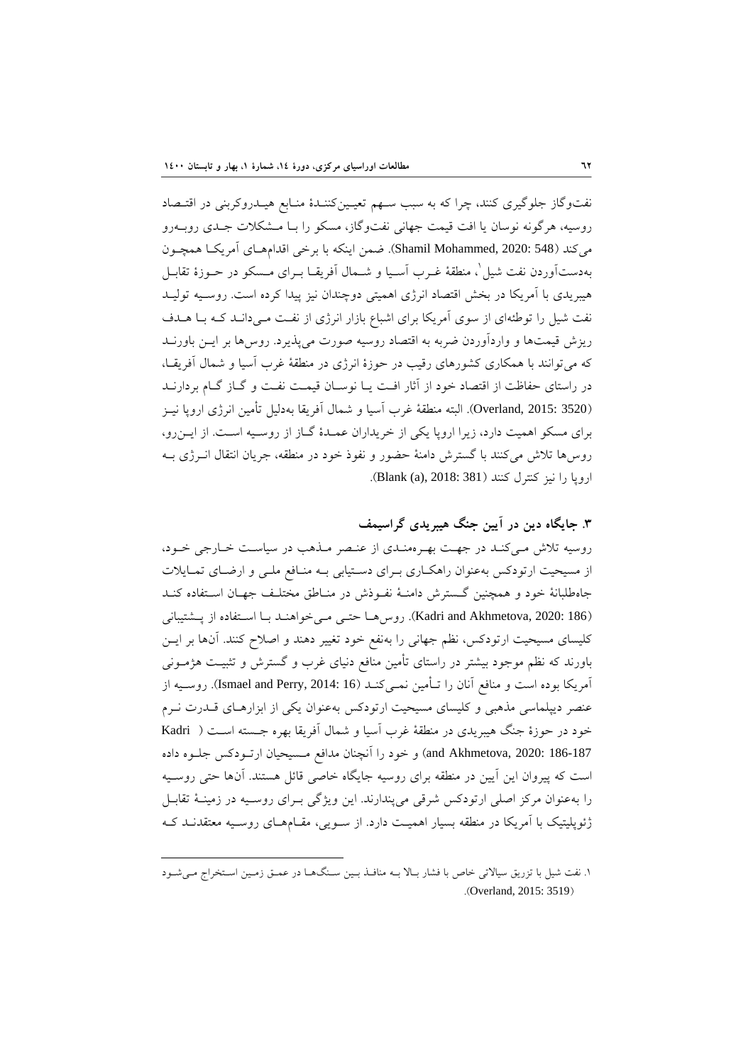نفت‌وگاز جلوگیری کنند، چرا که به سبب سهم تعیین‌کنندهٔ منابع هیدروکربنی در اقتصاد روسیه، هرگونه نوسان یا افت قیمت جهانی نفت‌وگاز، مسکو را با مشکلات جدی روبه‌رو می‌کند (Shamil Mohammed, 2020: 548). ضمن اینکه با برخی اقدام‌های آمریکا همچون به‌دست‌آوردن نفت شیل[1]، منطقهٔ غرب آسیا و شمال آفریقا برای مسکو در حوزهٔ تقابل هیبریدی با آمریکا در بخش اقتصاد انرژی اهمیتی دوچندان نیز پیدا کرده است. روسیه تولید نفت شیل را توطئه‌ای از سوی آمریکا برای اشباع بازار انرژی از نفت می‌داند که با هدف ریزش قیمت‌ها و واردآوردن ضربه به اقتصاد روسیه صورت می‌پذیرد. روس‌ها بر این باورند که می‌توانند با همکاری کشورهای رقیب در حوزهٔ انرژی در منطقهٔ غرب آسیا و شمال آفریقا، در راستای حفاظت از اقتصاد خود از آثار افت یا نوسان قیمت نفت و گاز گام بردارند (Overland, 2015: 3520). البته منطقهٔ غرب آسیا و شمال آفریقا به‌دلیل تأمین انرژی اروپا نیز برای مسکو اهمیت دارد، زیرا اروپا یکی از خریداران عمدهٔ گاز از روسیه است. از این‌رو، روس‌ها تلاش می‌کنند با گسترش دامنهٔ حضور و نفوذ خود در منطقه، جریان انتقال انرژی به اروپا را نیز کنترل کنند (Blank (a), 2018: 381).

## ۳. جایگاه دین در آیین جنگ هیبریدی گراسیمف

روسیه تلاش می‌کند در جهت بهره‌مندی از عنصر مذهب در سیاست خارجی خود، از مسیحیت ارتودکس به‌عنوان راهکاری برای دستیابی به منافع ملی و ارضای تمایلات جاه‌طلبانهٔ خود و همچنین گسترش دامنهٔ نفوذش در مناطق مختلف جهان استفاده کند (Kadri and Akhmetova, 2020: 186). روس‌ها حتی می‌خواهند با استفاده از پشتیبانی کلیسای مسیحیت ارتودکس، نظم جهانی را به‌نفع خود تغییر دهند و اصلاح کنند. آن‌ها بر این باورند که نظم موجود بیشتر در راستای تأمین منافع دنیای غرب و گسترش و تثبیت هژمونی آمریکا بوده است و منافع آنان را تأمین نمی‌کند (Ismael and Perry, 2014: 16). روسیه از عنصر دیپلماسی مذهبی و کلیسای مسیحیت ارتودکس به‌عنوان یکی از ابزارهای قدرت نرم خود در حوزهٔ جنگ هیبریدی در منطقهٔ غرب آسیا و شمال آفریقا بهره جسته است (Kadri and Akhmetova, 2020: 186-187) و خود را آنچنان مدافع مسیحیان ارتودکس جلوه داده است که پیروان این آیین در منطقه برای روسیه جایگاه خاصی قائل هستند. آن‌ها حتی روسیه را به‌عنوان مرکز اصلی ارتودکس شرقی می‌پندارند. این ویژگی برای روسیه در زمینهٔ تقابل ژئوپلیتیک با آمریکا در منطقه بسیار اهمیت دارد. از سویی، مقام‌های روسیه معتقدند که

---

[1]. نفت شیل با تزریق سیالاتی خاص با فشار بالا به منافذ بین سنگ‌ها در عمق زمین استخراج می‌شود (Overland, 2015: 3519).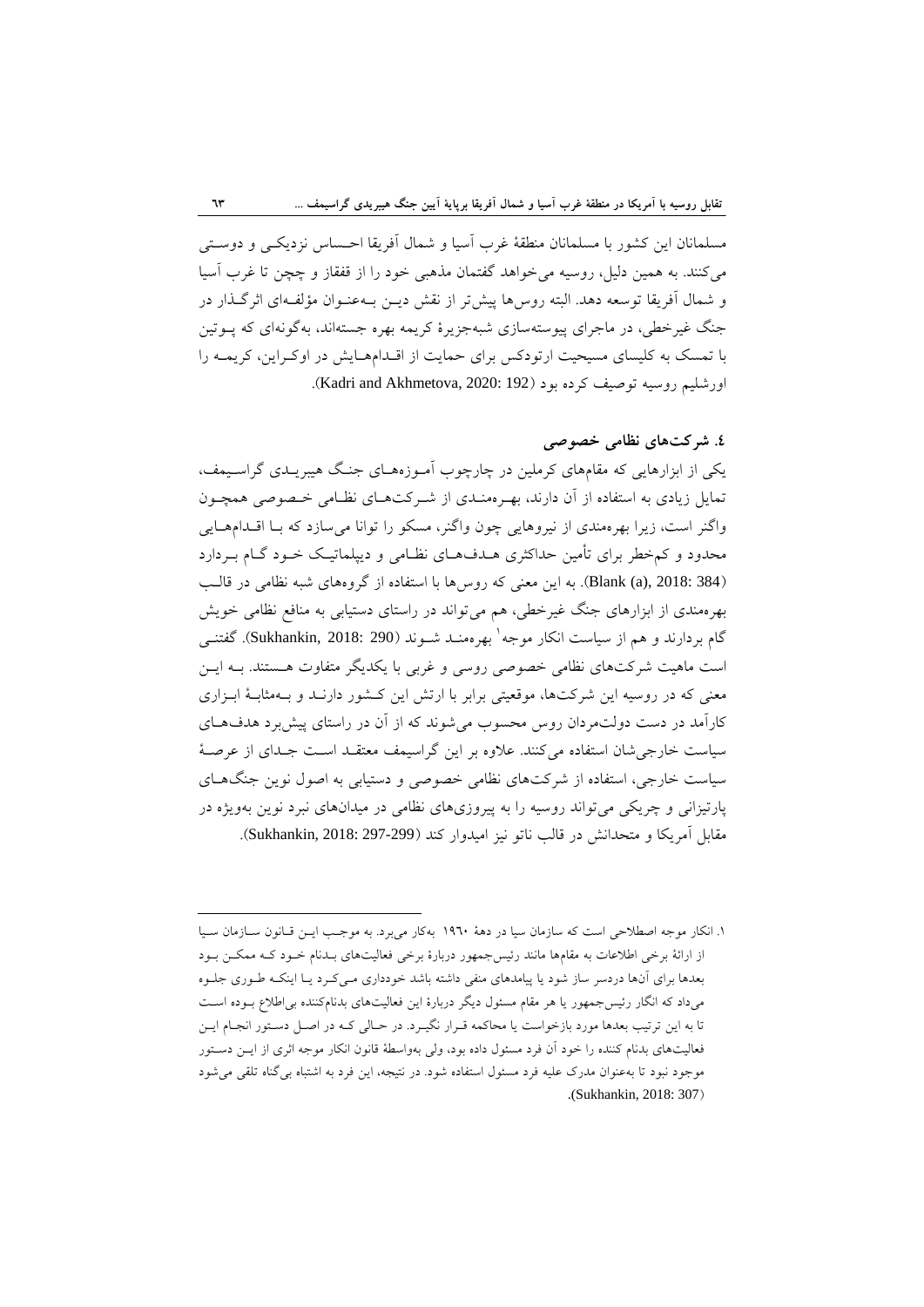مسلمانان این کشور با مسلمانان منطقهٔ غرب آسیا و شمال آفریقا احساس نزدیکی و دوستی می‌کنند. به همین دلیل، روسیه می‌خواهد گفتمان مذهبی خود را از قفقاز و چچن تا غرب آسیا و شمال آفریقا توسعه دهد. البته روس‌ها پیش‌تر از نقش دین به‌عنوان مؤلفه‌ای اثرگذار در جنگ غیرخطی، در ماجرای پیوسته‌سازی شبه‌جزیرهٔ کریمه بهره جسته‌اند، به‌گونه‌ای که پوتین با تمسک به کلیسای مسیحیت ارتودکس برای حمایت از اقدام‌هایش در اوکراین، کریمه را اورشلیم روسیه توصیف کرده بود (Kadri and Akhmetova, 2020: 192).

## ٤. شرکت‌های نظامی خصوصی

یکی از ابزارهایی که مقام‌های کرملین در چارچوب آموزه‌های جنگ هیبریدی گراسیمف، تمایل زیادی به استفاده از آن دارند، بهره‌مندی از شرکت‌های نظامی خصوصی همچون واگنر است، زیرا بهره‌مندی از نیروهایی چون واگنر، مسکو را توانا می‌سازد که با اقدام‌هایی محدود و کم‌خطر برای تأمین حداکثری هدف‌های نظامی و دیپلماتیک خود گام بردارد (Blank (a), 2018: 384). به این معنی که روس‌ها با استفاده از گروه‌های شبه نظامی در قالب بهره‌مندی از ابزارهای جنگ غیرخطی، هم می‌تواند در راستای دستیابی به منافع نظامی خویش گام بردارند و هم از سیاست انکار موجه[1] بهره‌مند شوند (Sukhankin, 2018: 290). گفتنی است ماهیت شرکت‌های نظامی خصوصی روسی و غربی با یکدیگر متفاوت هستند. به این معنی که در روسیه این شرکت‌ها، موقعیتی برابر با ارتش این کشور دارند و به‌مثابهٔ ابزاری کارآمد در دست دولت‌مردان روس محسوب می‌شوند که از آن در راستای پیش‌برد هدف‌های سیاست خارجی‌شان استفاده می‌کنند. علاوه بر این گراسیمف معتقد است جدای از عرصهٔ سیاست خارجی، استفاده از شرکت‌های نظامی خصوصی و دستیابی به اصول نوین جنگ‌های پارتیزانی و چریکی می‌تواند روسیه را به پیروزی‌های نظامی در میدان‌های نبرد نوین به‌ویژه در مقابل آمریکا و متحدانش در قالب ناتو نیز امیدوار کند (Sukhankin, 2018: 297-299).

---

١. انکار موجه اصطلاحی است که سازمان سیا در دههٔ ١٩٦٠ به‌کار می‌برد. به موجب این قانون سازمان سیا از ارائهٔ برخی اطلاعات به مقام‌ها مانند رئیس‌جمهور دربارهٔ برخی فعالیت‌های بدنام خود که ممکن بود بعدها برای آن‌ها دردسر ساز شود یا پیامدهای منفی داشته باشد خودداری می‌کرد یا اینکه طوری جلوه می‌داد که انگار رئیس‌جمهور یا هر مقام مسئول دیگر دربارهٔ این فعالیت‌های بدنام‌کننده بی‌اطلاع بوده است تا به این ترتیب بعدها مورد بازخواست یا محاکمه قرار نگیرد. در حالی که در اصل دستور انجام این فعالیت‌های بدنام کننده را خود آن فرد مسئول داده بود، ولی به‌واسطهٔ قانون انکار موجه اثری از این دستور موجود نبود تا به‌عنوان مدرک علیه فرد مسئول استفاده شود. در نتیجه، این فرد به اشتباه بی‌گناه تلقی می‌شود (Sukhankin, 2018: 307).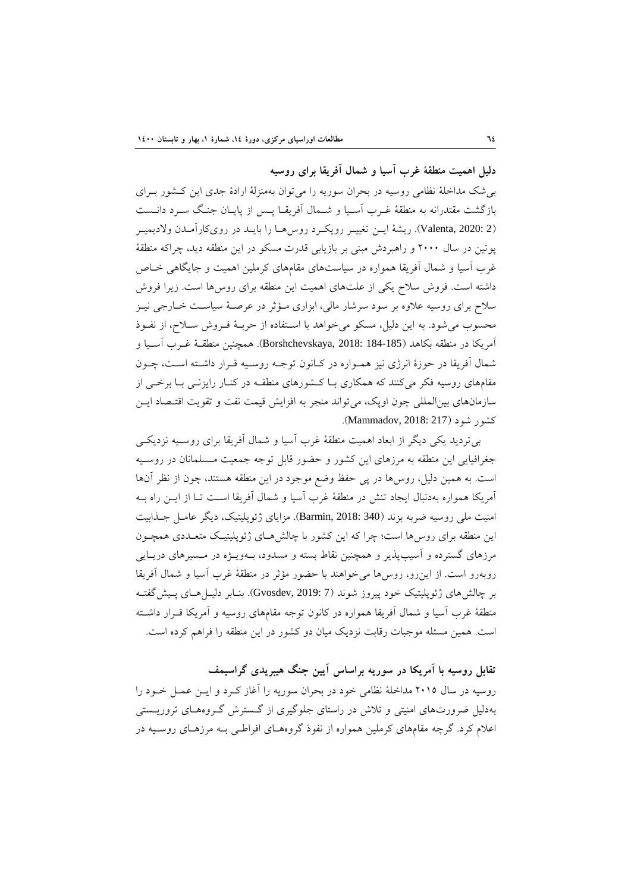## دلیل اهمیت منطقهٔ غرب آسیا و شمال آفریقا برای روسیه

بی‌شک مداخلهٔ نظامی روسیه در بحران سوریه را می‌توان به‌منزلهٔ ارادهٔ جدی این کشور برای بازگشت مقتدرانه به منطقهٔ غرب آسیا و شمال آفریقا پس از پایان جنگ سرد دانست (Valenta, 2020: 2). ریشهٔ این تغییر رویکرد روس‌ها را باید در روی‌کارآمدن ولادیمیر پوتین در سال ۲۰۰۰ و راهبردش مبنی بر بازیابی قدرت مسکو در این منطقه دید، چراکه منطقهٔ غرب آسیا و شمال آفریقا همواره در سیاست‌های مقام‌های کرملین اهمیت و جایگاهی خاص داشته است. فروش سلاح یکی از علت‌های اهمیت این منطقه برای روس‌ها است. زیرا فروش سلاح برای روسیه علاوه بر سود سرشار مالی، ابزاری مؤثر در عرصهٔ سیاست خارجی نیز محسوب می‌شود. به این دلیل، مسکو می‌خواهد با استفاده از حربهٔ فروش سلاح، از نفوذ آمریکا در منطقه بکاهد (Borshchevskaya, 2018: 184-185). همچنین منطقهٔ غرب آسیا و شمال آفریقا در حوزهٔ انرژی نیز همواره در کانون توجه روسیه قرار داشته است، چون مقام‌های روسیه فکر می‌کنند که همکاری با کشورهای منطقه در کنار رایزنی با برخی از سازمان‌های بین‌المللی چون اوپک، می‌تواند منجر به افزایش قیمت نفت و تقویت اقتصاد این کشور شود (Mammadov, 2018: 217).

بی‌تردید یکی دیگر از ابعاد اهمیت منطقهٔ غرب آسیا و شمال آفریقا برای روسیه نزدیکی جغرافیایی این منطقه به مرزهای این کشور و حضور قابل توجه جمعیت مسلمانان در روسیه است. به همین دلیل، روس‌ها در پی حفظ وضع موجود در این منطقه هستند، چون از نظر آن‌ها آمریکا همواره به‌دنبال ایجاد تنش در منطقهٔ غرب آسیا و شمال آفریقا است تا از این راه به امنیت ملی روسیه ضربه بزند (Barmin, 2018: 340). مزایای ژئوپلیتیک، دیگر عامل جذابیت این منطقه برای روس‌ها است؛ چرا که این کشور با چالش‌های ژئوپلیتیک متعددی همچون مرزهای گسترده و آسیب‌پذیر و همچنین نقاط بسته و مسدود، به‌ویژه در مسیرهای دریایی روبه‌رو است. از این‌رو، روس‌ها می‌خواهند با حضور مؤثر در منطقهٔ غرب آسیا و شمال آفریقا بر چالش‌های ژئوپلیتیک خود پیروز شوند (Gvosdev, 2019: 7). بنابر دلیل‌های پیش‌گفته منطقهٔ غرب آسیا و شمال آفریقا همواره در کانون توجه مقام‌های روسیه و آمریکا قرار داشته است. همین مسئله موجبات رقابت نزدیک میان دو کشور در این منطقه را فراهم کرده است.

## تقابل روسیه با آمریکا در سوریه براساس آیین جنگ هیبریدی گراسیمف

روسیه در سال ۲۰۱۵ مداخلهٔ نظامی خود در بحران سوریه را آغاز کرد و این عمل خود را به‌دلیل ضرورت‌های امنیتی و تلاش در راستای جلوگیری از گسترش گروه‌های تروریستی اعلام کرد. گرچه مقام‌های کرملین همواره از نفوذ گروه‌های افراطی به مرزهای روسیه در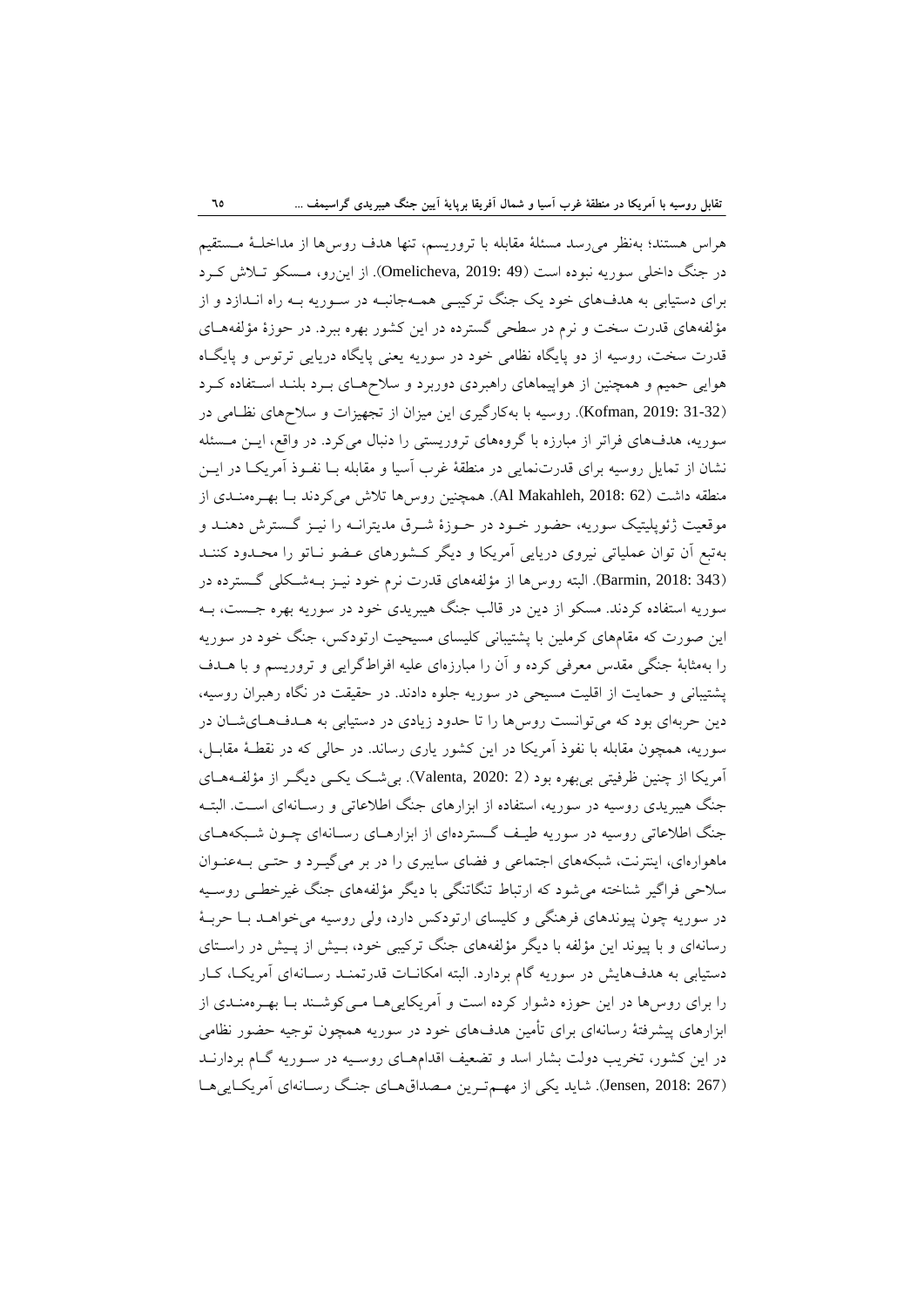هراس هستند؛ به‌نظر می‌رسد مسئلهٔ مقابله با تروریسم، تنها هدف روس‌ها از مداخلهٔ مستقیم در جنگ داخلی سوریه نبوده است (Omelicheva, 2019: 49). از این‌رو، مسکو تلاش کرد برای دستیابی به هدف‌های خود یک جنگ ترکیبی همه‌جانبه در سوریه به راه اندازد و از مؤلفه‌های قدرت سخت و نرم در سطحی گسترده در این کشور بهره ببرد. در حوزهٔ مؤلفه‌های قدرت سخت، روسیه از دو پایگاه نظامی خود در سوریه یعنی پایگاه دریایی ترتوس و پایگاه هوایی حمیم و همچنین از هواپیماهای راهبردی دوربرد و سلاح‌های برد بلند استفاده کرد (Kofman, 2019: 31-32). روسیه با به‌کارگیری این میزان از تجهیزات و سلاح‌های نظامی در سوریه، هدف‌های فراتر از مبارزه با گروه‌های تروریستی را دنبال می‌کرد. در واقع، این مسئله نشان از تمایل روسیه برای قدرت‌نمایی در منطقهٔ غرب آسیا و مقابله با نفوذ آمریکا در این منطقه داشت (Al Makahleh, 2018: 62). همچنین روس‌ها تلاش می‌کردند با بهره‌مندی از موقعیت ژئوپلیتیک سوریه، حضور خود در حوزهٔ شرق مدیترانه را نیز گسترش دهند و به‌تبع آن توان عملیاتی نیروی دریایی آمریکا و دیگر کشورهای عضو ناتو را محدود کنند (Barmin, 2018: 343). البته روس‌ها از مؤلفه‌های قدرت نرم خود نیز به‌شکلی گسترده در سوریه استفاده کردند. مسکو از دین در قالب جنگ هیبریدی خود در سوریه بهره جست، به این صورت که مقام‌های کرملین با پشتیبانی کلیسای مسیحیت ارتودکس، جنگ خود در سوریه را به‌مثابهٔ جنگی مقدس معرفی کرده و آن را مبارزه‌ای علیه افراط‌گرایی و تروریسم و با هدف پشتیبانی و حمایت از اقلیت مسیحی در سوریه جلوه دادند. در حقیقت در نگاه رهبران روسیه، دین حربه‌ای بود که می‌توانست روس‌ها را تا حدود زیادی در دستیابی به هدف‌های‌شان در سوریه، همچون مقابله با نفوذ آمریکا در این کشور یاری رساند. در حالی که در نقطهٔ مقابل، آمریکا از چنین ظرفیتی بی‌بهره بود (Valenta, 2020: 2). بی‌شک یکی دیگر از مؤلفه‌های جنگ هیبریدی روسیه در سوریه، استفاده از ابزارهای جنگ اطلاعاتی و رسانه‌ای است. البته جنگ اطلاعاتی روسیه در سوریه طیف گسترده‌ای از ابزارهای رسانه‌ای چون شبکه‌های ماهواره‌ای، اینترنت، شبکه‌های اجتماعی و فضای سایبری را در بر می‌گیرد و حتی به‌عنوان سلاحی فراگیر شناخته می‌شود که ارتباط تنگاتنگی با دیگر مؤلفه‌های جنگ غیرخطی روسیه در سوریه چون پیوندهای فرهنگی و کلیسای ارتودکس دارد، ولی روسیه می‌خواهد با حربهٔ رسانه‌ای و با پیوند این مؤلفه با دیگر مؤلفه‌های جنگ ترکیبی خود، بیش از پیش در راستای دستیابی به هدف‌هایش در سوریه گام بردارد. البته امکانات قدرتمند رسانه‌ای آمریکا، کار را برای روس‌ها در این حوزه دشوار کرده است و آمریکایی‌ها می‌کوشند با بهره‌مندی از ابزارهای پیشرفتهٔ رسانه‌ای برای تأمین هدف‌های خود در سوریه همچون توجیه حضور نظامی در این کشور، تخریب دولت بشار اسد و تضعیف اقدام‌های روسیه در سوریه گام بردارند (Jensen, 2018: 267). شاید یکی از مهم‌ترین مصداق‌های جنگ رسانه‌ای آمریکایی‌ها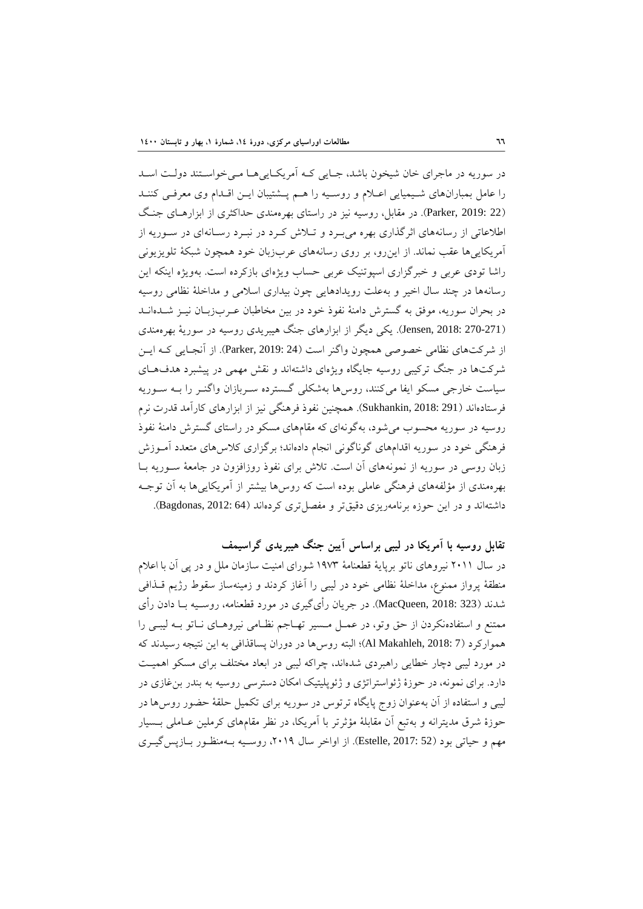در سوریه در ماجرای خان شیخون باشد، جایی که آمریکایی‌ها می‌خواستند دولت اسد را عامل بمباران‌های شیمیایی اعلام و روسیه را هم پشتیبان این اقدام وی معرفی کنند (Parker, 2019: 22). در مقابل، روسیه نیز در راستای بهره‌مندی حداکثری از ابزارهای جنگ اطلاعاتی از رسانه‌های اثرگذاری بهره می‌برد و تلاش کرد در نبرد رسانه‌ای در سوریه از آمریکایی‌ها عقب نماند. از این‌رو، بر روی رسانه‌های عرب‌زبان خود همچون شبکهٔ تلویزیونی راشا تودی عربی و خبرگزاری اسپوتنیک عربی حساب ویژه‌ای بازکرده است. به‌ویژه اینکه این رسانه‌ها در چند سال اخیر و به‌علت رویدادهایی چون بیداری اسلامی و مداخلهٔ نظامی روسیه در بحران سوریه، موفق به گسترش دامنهٔ نفوذ خود در بین مخاطبان عرب‌زبان نیز شده‌اند (Jensen, 2018: 270-271). یکی دیگر از ابزارهای جنگ هیبریدی روسیه در سوریهٔ بهره‌مندی از شرکت‌های نظامی خصوصی همچون واگنر است (Parker, 2019: 24). از آنجایی که این شرکت‌ها در جنگ ترکیبی روسیه جایگاه ویژه‌ای داشته‌اند و نقش مهمی در پیشبرد هدف‌های سیاست خارجی مسکو ایفا می‌کنند، روس‌ها به‌شکلی گسترده سربازان واگنر را به سوریه فرستاده‌اند (Sukhankin, 2018: 291). همچنین نفوذ فرهنگی نیز از ابزارهای کارآمد قدرت نرم روسیه در سوریه محسوب می‌شود، به‌گونه‌ای که مقام‌های مسکو در راستای گسترش دامنهٔ نفوذ فرهنگی خود در سوریه اقدام‌های گوناگونی انجام داده‌اند؛ برگزاری کلاس‌های متعدد آموزش زبان روسی در سوریه از نمونه‌های آن است. تلاش برای نفوذ روزافزون در جامعهٔ سوریه با بهره‌مندی از مؤلفه‌های فرهنگی عاملی بوده است که روس‌ها بیشتر از آمریکایی‌ها به آن توجه داشته‌اند و در این حوزه برنامه‌ریزی دقیق‌تر و مفصل‌تری کرده‌اند (Bagdonas, 2012: 64).

## تقابل روسیه با آمریکا در لیبی براساس آیین جنگ هیبریدی گراسیمف

در سال ۲۰۱۱ نیروهای ناتو برپایهٔ قطعنامهٔ ۱۹۷۳ شورای امنیت سازمان ملل و در پی آن با اعلام منطقهٔ پرواز ممنوع، مداخلهٔ نظامی خود در لیبی را آغاز کردند و زمینه‌ساز سقوط رژیم قذافی شدند (MacQueen, 2018: 323). در جریان رأی‌گیری در مورد قطعنامه، روسیه با دادن رأی ممتنع و استفاده‌نکردن از حق وتو، در عمل مسیر تهاجم نظامی نیروهای ناتو به لیبی را هموارکرد (Al Makahleh, 2018: 7)؛ البته روس‌ها در دوران پساقذافی به این نتیجه رسیدند که در مورد لیبی دچار خطایی راهبردی شده‌اند، چراکه لیبی در ابعاد مختلف برای مسکو اهمیت دارد. برای نمونه، در حوزهٔ ژئواستراتژی و ژئوپلیتیک امکان دسترسی روسیه به بندر بن‌غازی در لیبی و استفاده از آن به‌عنوان زوج پایگاه ترتوس در سوریه برای تکمیل حلقهٔ حضور روس‌ها در حوزهٔ شرق مدیترانه و به‌تبع آن مقابلهٔ مؤثرتر با آمریکا، در نظر مقام‌های کرملین عاملی بسیار مهم و حیاتی بود (Estelle, 2017: 52). از اواخر سال ۲۰۱۹، روسیه به‌منظور بازپس‌گیری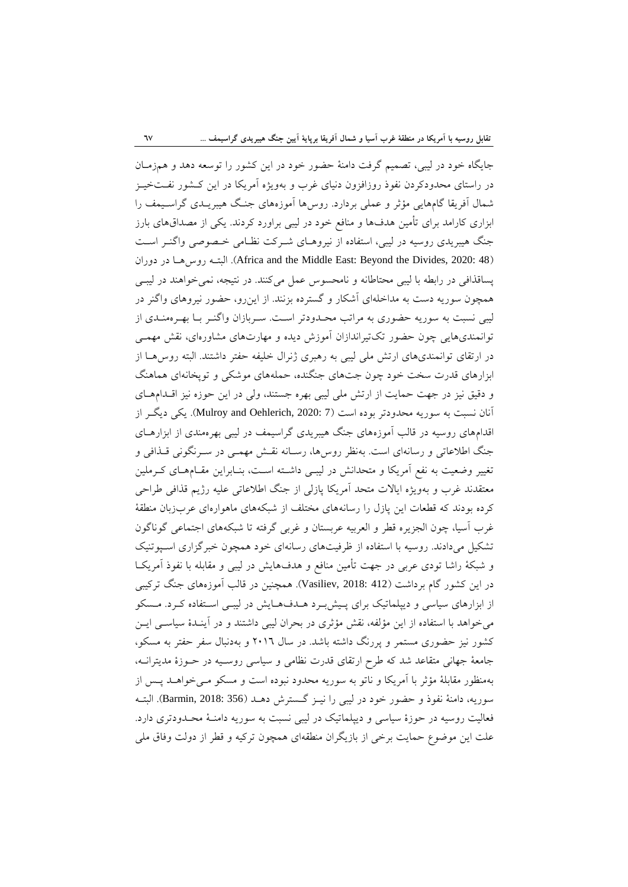جایگاه خود در لیبی، تصمیم گرفت دامنهٔ حضور خود در این کشور را توسعه دهد و همزمـان در راستای محدودکردن نفوذ روزافزون دنیای غرب و به‌ویژه آمریکا در این کـشور نفـت‌خیـز شمال آفریقا گام‌هایی مؤثر و عملی بردارد. روس‌ها آموزه‌های جنـگ هیبریـدی گراسـیمف را ابزاری کارامد برای تأمین هدف‌ها و منافع خود در لیبی براورد کردند. یکی از مصداق‌های بارز جنگ هیبریدی روسیه در لیبی، استفاده از نیروهـای شـرکت نظـامی خـصوصی واگنـر اسـت (Africa and the Middle East: Beyond the Divides, 2020: 48). البتـه روس‌هـا در دوران پساقذافی در رابطه با لیبی محتاطانه و نامحسوس عمل می‌کنند. در نتیجه، نمی‌خواهند در لیبـی همچون سوریه دست به مداخله‌ای آشکار و گسترده بزنند. از این‌رو، حضور نیروهای واگنر در لیبی نسبت به سوریه حضوری به مراتب محـدودتر اسـت. سـربازان واگنـر بـا بهـره‌منـدی از توانمندی‌هایی چون حضور تک‌تیراندازان آموزش دیده و مهارت‌های مشاوره‌ای، نقش مهمـی در ارتقای توانمندی‌های ارتش ملی لیبی به رهبری ژنرال خلیفه حفتر داشتند. البته روس‌هـا از ابزارهای قدرت سخت خود چون جت‌های جنگنده، حمله‌های موشکی و توپخانه‌ای هماهنگ و دقیق نیز در جهت حمایت از ارتش ملی لیبی بهره جستند، ولی در این حوزه نیز اقـدام‌هـای آنان نسبت به سوریه محدودتر بوده است (Mulroy and Oehlerich, 2020: 7). یکی دیگـر از اقدام‌های روسیه در قالب آموزه‌های جنگ هیبریدی گراسیمف در لیبی بهره‌مندی از ابزارهـای جنگ اطلاعاتی و رسانه‌ای است. به‌نظر روس‌ها، رسـانه نقـش مهمـی در سـرنگونی قـذافی و تغییر وضعیت به نفع آمریکا و متحدانش در لیبـی داشـته اسـت، بنـابراین مقـام‌هـای کـرملین معتقدند غرب و به‌ویژه ایالات متحد آمریکا پازلی از جنگ اطلاعاتی علیه رژیم قذافی طراحی کرده بودند که قطعات این پازل را رسانه‌های مختلف از شبکه‌های ماهواره‌ای عرب‌زبان منطقهٔ غرب آسیا، چون الجزیره قطر و العربیه عربستان و غربی گرفته تا شبکه‌های اجتماعی گوناگون تشکیل می‌دادند. روسیه با استفاده از ظرفیت‌های رسانه‌ای خود همچون خبرگزاری اسـپوتنیک و شبکهٔ راشا تودی عربی در جهت تأمین منافع و هدف‌هایش در لیبی و مقابله با نفوذ آمریکـا در این کشور گام برداشت (Vasiliev, 2018: 412). همچنین در قالب آموزه‌های جنگ ترکیبی از ابزارهای سیاسی و دیپلماتیک برای پـیش‌بـرد هـدف‌هـایش در لیبـی اسـتفاده کـرد. مـسکو می‌خواهد با استفاده از این مؤلفه، نقش مؤثری در بحران لیبی داشتند و در آینـدهٔ سیاسـی ایـن کشور نیز حضوری مستمر و پررنگ داشته باشد. در سال ۲۰۱۶ و به‌دنبال سفر حفتر به مسکو، جامعهٔ جهانی متقاعد شد که طرح ارتقای قدرت نظامی و سیاسی روسـیه در حـوزهٔ مدیترانـه، به‌منظور مقابلهٔ مؤثر با آمریکا و ناتو به سوریه محدود نبوده است و مسکو مـی‌خواهـد پـس از سوریه، دامنهٔ نفوذ و حضور خود در لیبی را نیـز گـسترش دهـد (Barmin, 2018: 356). البتـه فعالیت روسیه در حوزهٔ سیاسی و دیپلماتیک در لیبی نسبت به سوریه دامنـهٔ محـدودتری دارد. علت این موضوع حمایت برخی از بازیگران منطقه‌ای همچون ترکیه و قطر از دولت وفاق ملی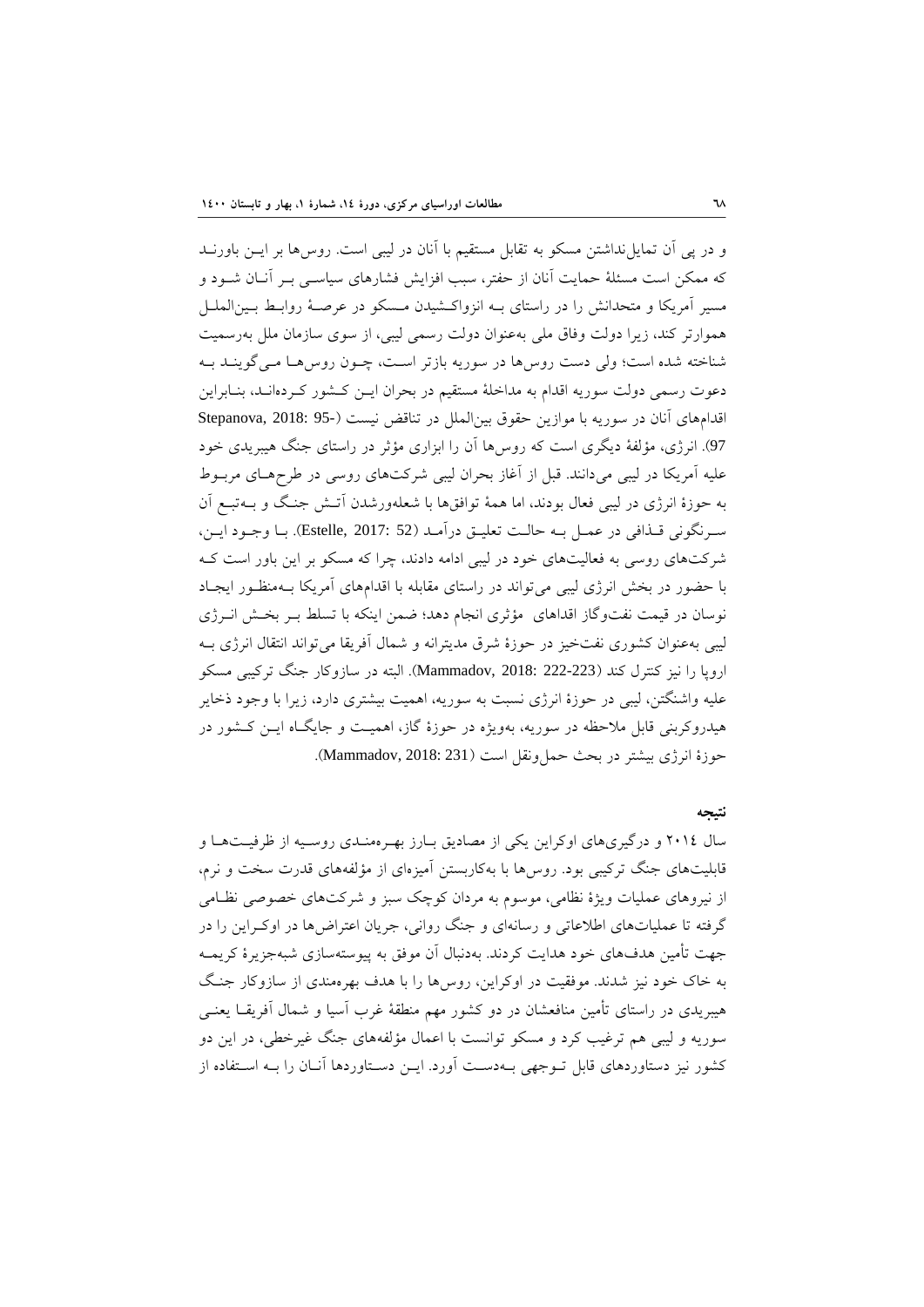و در پی آن تمایل‌نداشتن مسکو به تقابل مستقیم با آنان در لیبی است. روس‌ها بر ایـن باورنـد که ممکن است مسئلهٔ حمایت آنان از حفتر، سبب افزایش فشارهای سیاسـی بـر آنـان شـود و مسیر آمریکا و متحدانش را در راستای بـه انزواکـشیدن مـسکو در عرصـهٔ روابـط بـین‌الملـل هموارتر کند، زیرا دولت وفاق ملی به‌عنوان دولت رسمی لیبی، از سوی سازمان ملل به‌رسمیت شناخته شده است؛ ولی دست روس‌ها در سوریه بازتر اسـت، چـون روس‌هـا مـی‌گوینـد بـه دعوت رسمی دولت سوریه اقدام به مداخلهٔ مستقیم در بحران ایـن کـشور کـرده‌انـد، بنـابراین اقدام‌های آنان در سوریه با موازین حقوق بین‌الملل در تناقض نیست (Stepanova, 2018: 95-97). انرژی، مؤلفهٔ دیگری است که روس‌ها آن را ابزاری مؤثر در راستای جنگ هیبریدی خود علیه آمریکا در لیبی می‌دانند. قبل از آغاز بحران لیبی شرکت‌های روسی در طرح‌هـای مربـوط به حوزهٔ انرژی در لیبی فعال بودند، اما همهٔ توافق‌ها با شعله‌ورشدن آتـش جنـگ و بـه‌تبـع آن سـرنگونی قـذافی در عمـل بـه حالـت تعلیـق درآمـد (Estelle, 2017: 52). بـا وجـود ایـن، شرکت‌های روسی به فعالیت‌های خود در لیبی ادامه دادند، چرا که مسکو بر این باور است کـه با حضور در بخش انرژی لیبی می‌تواند در راستای مقابله با اقدام‌های آمریکا بـه‌منظـور ایجـاد نوسان در قیمت نفت‌وگاز اقدامای مؤثری انجام دهد؛ ضمن اینکه با تسلط بـر بخـش انـرژی لیبی به‌عنوان کشوری نفت‌خیز در حوزهٔ شرق مدیترانه و شمال آفریقا می‌تواند انتقال انرژی بـه اروپا را نیز کنترل کند (Mammadov, 2018: 222-223). البته در سازوکار جنگ ترکیبی مسکو علیه واشنگتن، لیبی در حوزهٔ انرژی نسبت به سوریه، اهمیت بیشتری دارد، زیرا با وجود ذخایر هیدروکربنی قابل ملاحظه در سوریه، به‌ویژه در حوزهٔ گاز، اهمیـت و جایگـاه ایـن کـشور در حوزهٔ انرژی بیشتر در بحث حمل‌ونقل است (Mammadov, 2018: 231).

### نتیجه

سال ۲۰۱٤ و درگیری‌های اوکراین یکی از مصادیق بـارز بهـره‌منـدی روسـیه از ظرفیـت‌هـا و قابلیت‌های جنگ ترکیبی بود. روس‌ها با به‌کاربستن آمیزه‌ای از مؤلفه‌های قدرت سخت و نرم، از نیروهای عملیات ویژهٔ نظامی، موسوم به مردان کوچک سبز و شرکت‌های خصوصی نظـامی گرفته تا عملیات‌های اطلاعاتی و رسانه‌ای و جنگ روانی، جریان اعتراض‌ها در اوکـراین را در جهت تأمین هدف‌های خود هدایت کردند. به‌دنبال آن موفق به پیوسته‌سازی شبه‌جزیرهٔ کریمـه به خاک خود نیز شدند. موفقیت در اوکراین، روس‌ها را با هدف بهره‌مندی از سازوکار جنـگ هیبریدی در راستای تأمین منافعشان در دو کشور مهم منطقهٔ غرب آسیا و شمال آفریقـا یعنـی سوریه و لیبی هم ترغیب کرد و مسکو توانست با اعمال مؤلفه‌های جنگ غیرخطی، در این دو کشور نیز دستاوردهای قابل تـوجهی بـه‌دسـت آورد. ایـن دسـتاوردها آنـان را بـه اسـتفاده از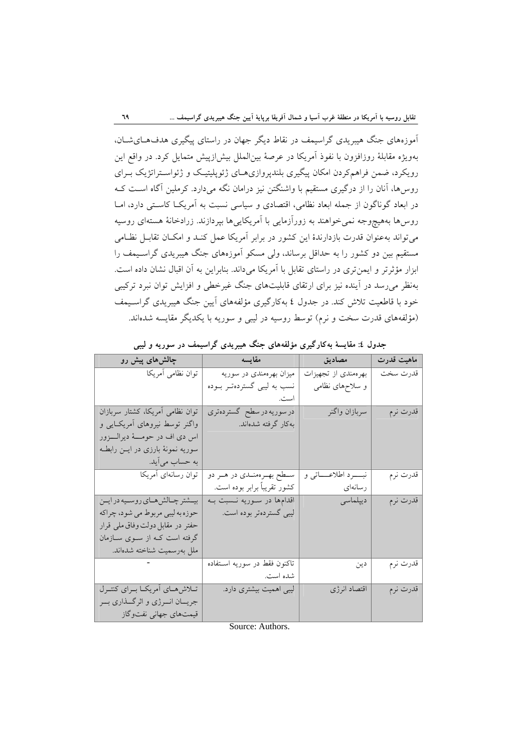آموزه‌های جنگ هیبریدی گراسیمف در نقاط دیگر جهان در راستای پیگیری هدف‌هـای‌شـان، به‌ویژه مقابلهٔ روزافزون با نفوذ آمریکا در عرصهٔ بین‌الملل بیش‌ازپیش متمایل کرد. در واقع این رویکرد، ضمن فراهم‌کردن امکان پیگیری بلندپروازی‌هـای ژئوپلیتیـک و ژئواسـتراتژیک بـرای روس‌ها، آنان را از درگیری مستقیم با واشنگتن نیز دراماں نگه می‌دارد. کرملین آگاه اسـت کـه در ابعاد گوناگون از جمله ابعاد نظامی، اقتصادی و سیاسی نسبت به آمریکـا کاسـتی دارد، امـا روس‌ها به‌هیچ‌وجه نمی‌خواهند به زورآزمایی با آمریکایی‌ها بپردازند. زرادخانهٔ هسته‌ای روسیه می‌تواند به‌عنوان قدرت بازدارندهٔ این کشور در برابر آمریکا عمل کنـد و امکـان تقابـل نظـامی مستقیم بین دو کشور را به حداقل برساند، ولی مسکو آموزه‌های جنگ هیبریدی گراسـیمف را ابزار مؤثرتر و ایمن‌تری در راستای تقابل با آمریکا می‌داند. بنابراین به آن اقبال نشان داده است. به‌نظر می‌رسد در آینده نیز برای ارتقای قابلیت‌های جنگ غیرخطی و افزایش توان نبرد ترکیبی خود با قاطعیت تلاش کند. در جدول ٤ به‌کارگیری مؤلفه‌های آیین جنگ هیبریدی گراسـیمف (مؤلفه‌های قدرت سخت و نرم) توسط روسیه در لیبی و سوریه با یکدیگر مقایسه شده‌اند.

**جدول ٤: مقایسهٔ به‌کارگیری مؤلفه‌های جنگ هیبریدی گراسیمف در سوریه و لیبی**

| ماهیت قدرت | مصادیق | مقایسه | چالش‌های پیش رو |
|---|---|---|---|
| قدرت سخت | بهره‌مندی از تجهیزات و سلاح‌های نظامی | میزان بهره‌مندی در سوریه نسب به لیبی گسترده‌تـر بـوده است. | توان نظامی آمریکا |
| قدرت نرم | سربازان واگنر | در سوریه در سطح گسترده‌تری به‌کار گرفته شده‌اند. | توان نظامی آمریکا، کشتار سربازان واگنر توسط نیروهای آمریکـایی و اس دی اف در حومـهٔ دیرالـزور سوریه نمونهٔ بارزی در ایـن رابطـه به حساب می‌آید. |
| قدرت نرم | نبـرد اطلاعـاتی و رسانه‌ای | سـطح بهـره‌منـدی در هـر دو کشور تقریباً برابر بوده است. | توان رسانه‌ای آمریکا |
| قدرت نرم | دیپلماسی | اقدام‌ها در سـوریه نسـبت بـه لیبی گسترده‌تر بوده است. | بیـشتر چـالش‌هـای روسـیه در ایـن حوزه به لیبی مربوط می شود، چراکه حفتر در مقابل دولت وفاق ملی قرار گرفته است کـه از سـوی سـازمان ملل به‌رسمیت شناخته شده‌اند. |
| قدرت نرم | دین | تاکنون فقط در سوریه اسـتفاده شده است. | - |
| قدرت نرم | اقتصاد انرژی | لیبی اهمیت بیشتری دارد. | تـلاش‌هـای آمریکـا بـرای کنتـرل جریـان انـرژی و اثرگـذاری بـر قیمت‌های جهانی نفت‌وگاز |

Source: Authors.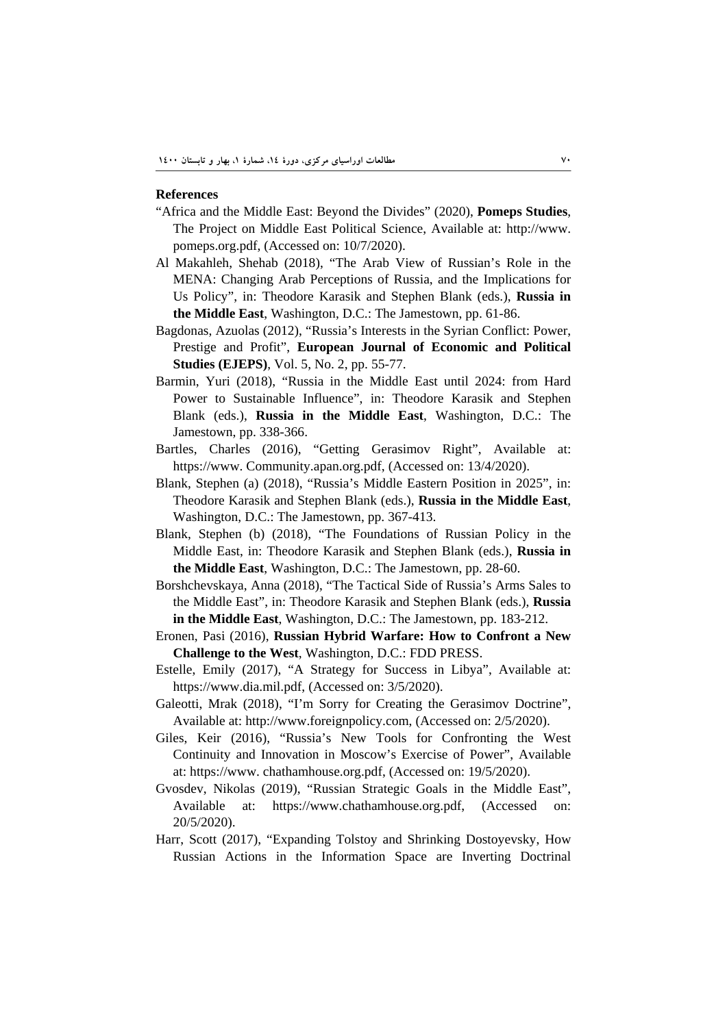## References

- "Africa and the Middle East: Beyond the Divides" (2020), **Pomeps Studies**, The Project on Middle East Political Science, Available at: http://www. pomeps.org.pdf, (Accessed on: 10/7/2020).
- Al Makahleh, Shehab (2018), "The Arab View of Russian's Role in the MENA: Changing Arab Perceptions of Russia, and the Implications for Us Policy", in: Theodore Karasik and Stephen Blank (eds.), **Russia in the Middle East**, Washington, D.C.: The Jamestown, pp. 61-86.
- Bagdonas, Azuolas (2012), "Russia's Interests in the Syrian Conflict: Power, Prestige and Profit", **European Journal of Economic and Political Studies (EJEPS)**, Vol. 5, No. 2, pp. 55-77.
- Barmin, Yuri (2018), "Russia in the Middle East until 2024: from Hard Power to Sustainable Influence", in: Theodore Karasik and Stephen Blank (eds.), **Russia in the Middle East**, Washington, D.C.: The Jamestown, pp. 338-366.
- Bartles, Charles (2016), "Getting Gerasimov Right", Available at: https://www. Community.apan.org.pdf, (Accessed on: 13/4/2020).
- Blank, Stephen (a) (2018), "Russia's Middle Eastern Position in 2025", in: Theodore Karasik and Stephen Blank (eds.), **Russia in the Middle East**, Washington, D.C.: The Jamestown, pp. 367-413.
- Blank, Stephen (b) (2018), "The Foundations of Russian Policy in the Middle East, in: Theodore Karasik and Stephen Blank (eds.), **Russia in the Middle East**, Washington, D.C.: The Jamestown, pp. 28-60.
- Borshchevskaya, Anna (2018), "The Tactical Side of Russia's Arms Sales to the Middle East", in: Theodore Karasik and Stephen Blank (eds.), **Russia in the Middle East**, Washington, D.C.: The Jamestown, pp. 183-212.
- Eronen, Pasi (2016), **Russian Hybrid Warfare: How to Confront a New Challenge to the West**, Washington, D.C.: FDD PRESS.
- Estelle, Emily (2017), "A Strategy for Success in Libya", Available at: https://www.dia.mil.pdf, (Accessed on: 3/5/2020).
- Galeotti, Mrak (2018), "I'm Sorry for Creating the Gerasimov Doctrine", Available at: http://www.foreignpolicy.com, (Accessed on: 2/5/2020).
- Giles, Keir (2016), "Russia's New Tools for Confronting the West Continuity and Innovation in Moscow's Exercise of Power", Available at: https://www. chathamhouse.org.pdf, (Accessed on: 19/5/2020).
- Gvosdev, Nikolas (2019), "Russian Strategic Goals in the Middle East", Available at: https://www.chathamhouse.org.pdf, (Accessed on: 20/5/2020).
- Harr, Scott (2017), "Expanding Tolstoy and Shrinking Dostoyevsky, How Russian Actions in the Information Space are Inverting Doctrinal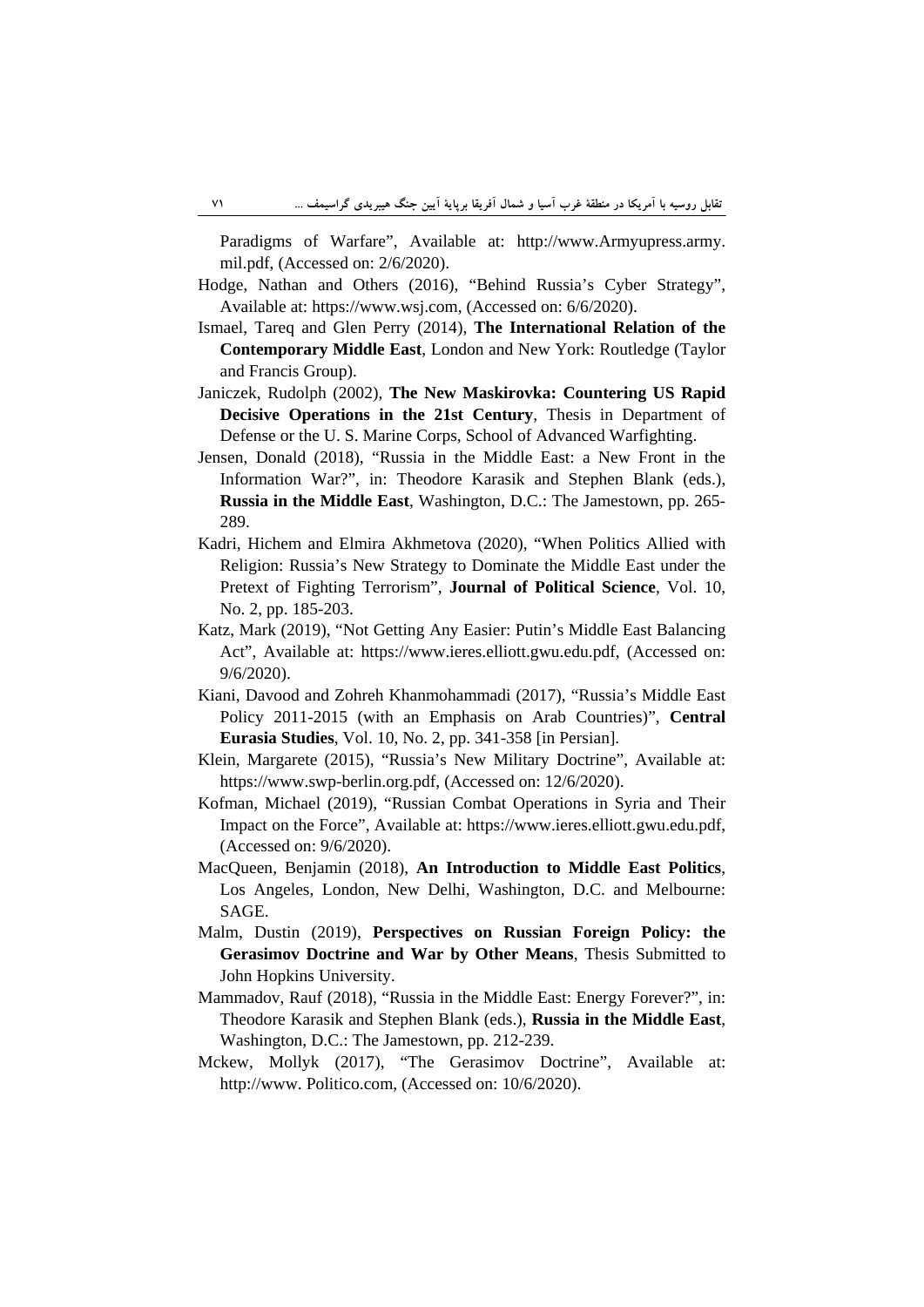Paradigms of Warfare", Available at: http://www.Armyupress.army.mil.pdf, (Accessed on: 2/6/2020).

Hodge, Nathan and Others (2016), "Behind Russia's Cyber Strategy", Available at: https://www.wsj.com, (Accessed on: 6/6/2020).

Ismael, Tareq and Glen Perry (2014), **The International Relation of the Contemporary Middle East**, London and New York: Routledge (Taylor and Francis Group).

Janiczek, Rudolph (2002), **The New Maskirovka: Countering US Rapid Decisive Operations in the 21st Century**, Thesis in Department of Defense or the U. S. Marine Corps, School of Advanced Warfighting.

Jensen, Donald (2018), "Russia in the Middle East: a New Front in the Information War?", in: Theodore Karasik and Stephen Blank (eds.), **Russia in the Middle East**, Washington, D.C.: The Jamestown, pp. 265-289.

Kadri, Hichem and Elmira Akhmetova (2020), "When Politics Allied with Religion: Russia's New Strategy to Dominate the Middle East under the Pretext of Fighting Terrorism", **Journal of Political Science**, Vol. 10, No. 2, pp. 185-203.

Katz, Mark (2019), "Not Getting Any Easier: Putin's Middle East Balancing Act", Available at: https://www.ieres.elliott.gwu.edu.pdf, (Accessed on: 9/6/2020).

Kiani, Davood and Zohreh Khanmohammadi (2017), "Russia's Middle East Policy 2011-2015 (with an Emphasis on Arab Countries)", **Central Eurasia Studies**, Vol. 10, No. 2, pp. 341-358 [in Persian].

Klein, Margarete (2015), "Russia's New Military Doctrine", Available at: https://www.swp-berlin.org.pdf, (Accessed on: 12/6/2020).

Kofman, Michael (2019), "Russian Combat Operations in Syria and Their Impact on the Force", Available at: https://www.ieres.elliott.gwu.edu.pdf, (Accessed on: 9/6/2020).

MacQueen, Benjamin (2018), **An Introduction to Middle East Politics**, Los Angeles, London, New Delhi, Washington, D.C. and Melbourne: SAGE.

Malm, Dustin (2019), **Perspectives on Russian Foreign Policy: the Gerasimov Doctrine and War by Other Means**, Thesis Submitted to John Hopkins University.

Mammadov, Rauf (2018), "Russia in the Middle East: Energy Forever?", in: Theodore Karasik and Stephen Blank (eds.), **Russia in the Middle East**, Washington, D.C.: The Jamestown, pp. 212-239.

Mckew, Mollyk (2017), "The Gerasimov Doctrine", Available at: http://www. Politico.com, (Accessed on: 10/6/2020).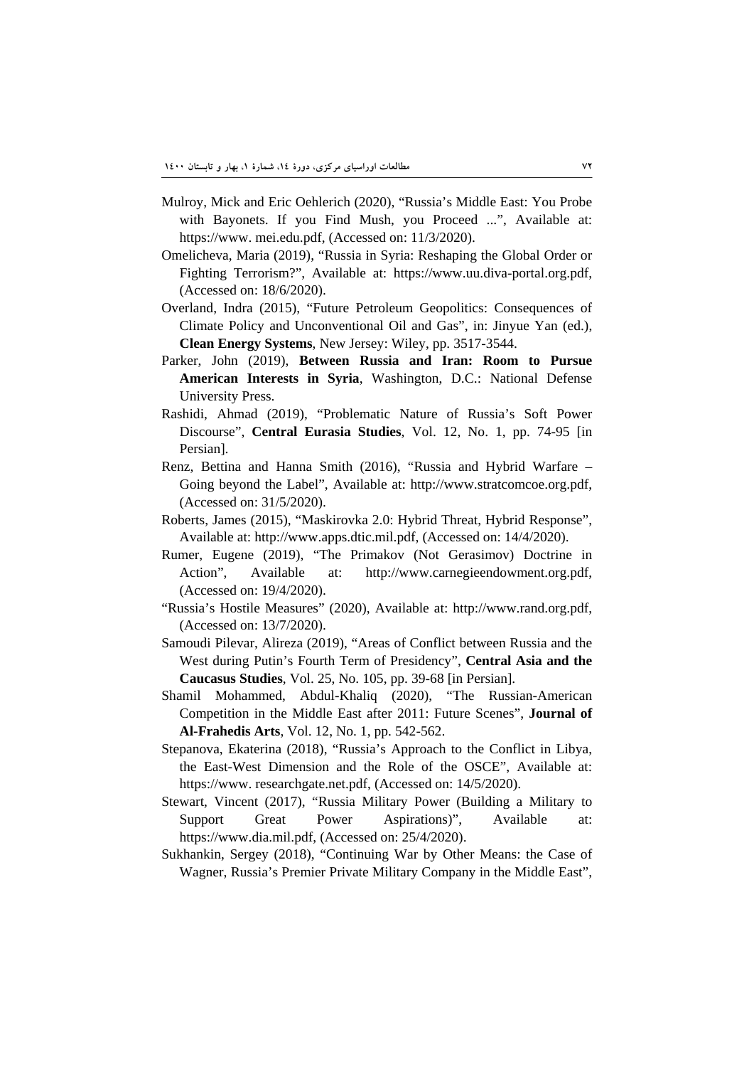Mulroy, Mick and Eric Oehlerich (2020), “Russia’s Middle East: You Probe with Bayonets. If you Find Mush, you Proceed ...”, Available at: https://www. mei.edu.pdf, (Accessed on: 11/3/2020).

Omelicheva, Maria (2019), “Russia in Syria: Reshaping the Global Order or Fighting Terrorism?”, Available at: https://www.uu.diva-portal.org.pdf, (Accessed on: 18/6/2020).

Overland, Indra (2015), “Future Petroleum Geopolitics: Consequences of Climate Policy and Unconventional Oil and Gas”, in: Jinyue Yan (ed.), **Clean Energy Systems**, New Jersey: Wiley, pp. 3517-3544.

Parker, John (2019), **Between Russia and Iran: Room to Pursue American Interests in Syria**, Washington, D.C.: National Defense University Press.

Rashidi, Ahmad (2019), “Problematic Nature of Russia’s Soft Power Discourse”, **Central Eurasia Studies**, Vol. 12, No. 1, pp. 74-95 [in Persian].

Renz, Bettina and Hanna Smith (2016), “Russia and Hybrid Warfare – Going beyond the Label”, Available at: http://www.stratcomcoe.org.pdf, (Accessed on: 31/5/2020).

Roberts, James (2015), “Maskirovka 2.0: Hybrid Threat, Hybrid Response”, Available at: http://www.apps.dtic.mil.pdf, (Accessed on: 14/4/2020).

Rumer, Eugene (2019), “The Primakov (Not Gerasimov) Doctrine in Action”, Available at: http://www.carnegieendowment.org.pdf, (Accessed on: 19/4/2020).

“Russia’s Hostile Measures” (2020), Available at: http://www.rand.org.pdf, (Accessed on: 13/7/2020).

Samoudi Pilevar, Alireza (2019), “Areas of Conflict between Russia and the West during Putin’s Fourth Term of Presidency”, **Central Asia and the Caucasus Studies**, Vol. 25, No. 105, pp. 39-68 [in Persian].

Shamil Mohammed, Abdul-Khaliq (2020), “The Russian-American Competition in the Middle East after 2011: Future Scenes”, **Journal of Al-Frahedis Arts**, Vol. 12, No. 1, pp. 542-562.

Stepanova, Ekaterina (2018), “Russia’s Approach to the Conflict in Libya, the East-West Dimension and the Role of the OSCE”, Available at: https://www. researchgate.net.pdf, (Accessed on: 14/5/2020).

Stewart, Vincent (2017), “Russia Military Power (Building a Military to Support Great Power Aspirations)”, Available at: https://www.dia.mil.pdf, (Accessed on: 25/4/2020).

Sukhankin, Sergey (2018), “Continuing War by Other Means: the Case of Wagner, Russia’s Premier Private Military Company in the Middle East”,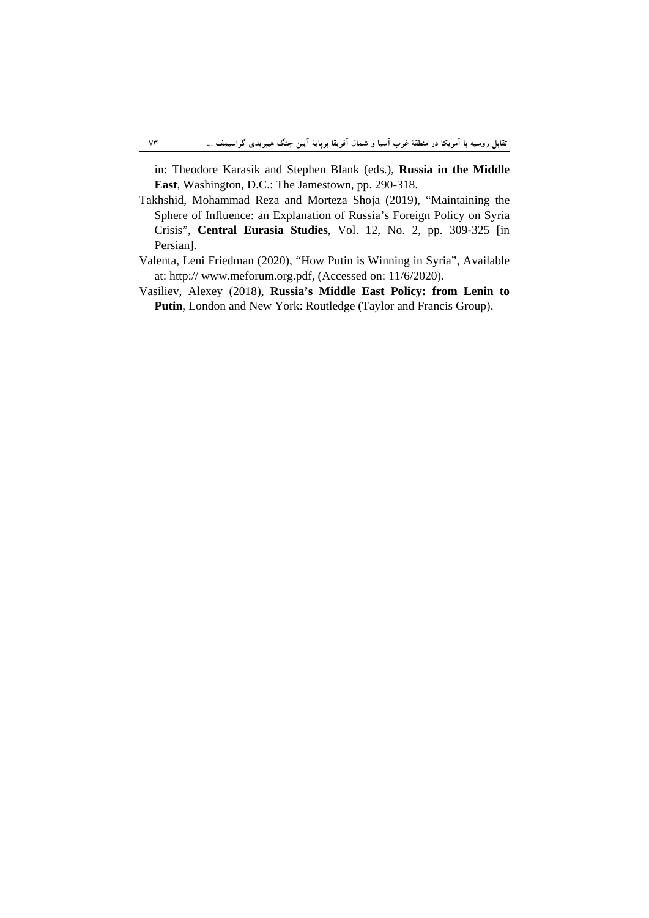in: Theodore Karasik and Stephen Blank (eds.), **Russia in the Middle East**, Washington, D.C.: The Jamestown, pp. 290-318.

Takhshid, Mohammad Reza and Morteza Shoja (2019), “Maintaining the Sphere of Influence: an Explanation of Russia’s Foreign Policy on Syria Crisis”, **Central Eurasia Studies**, Vol. 12, No. 2, pp. 309-325 [in Persian].

Valenta, Leni Friedman (2020), “How Putin is Winning in Syria”, Available at: http:// www.meforum.org.pdf, (Accessed on: 11/6/2020).

Vasiliev, Alexey (2018), **Russia’s Middle East Policy: from Lenin to Putin**, London and New York: Routledge (Taylor and Francis Group).